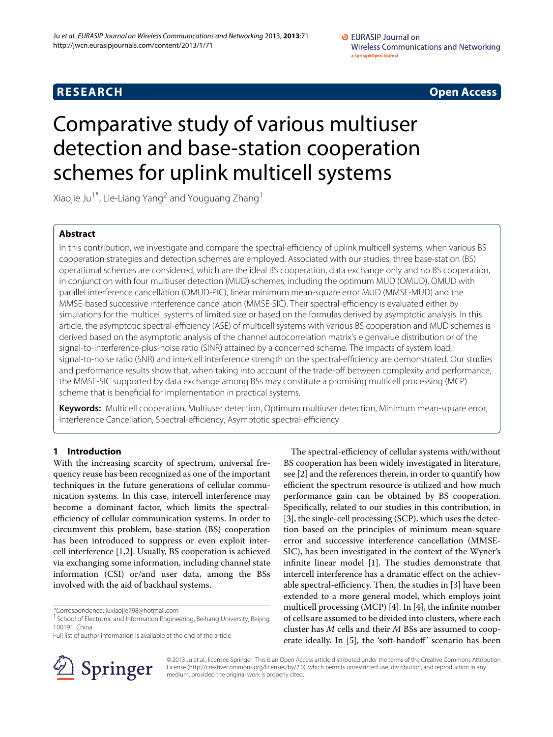RESEARCH | Open Access

# Comparative study of various multiuser detection and base-station cooperation schemes for uplink multicell systems

Xiaojie Ju[1*], Lie-Liang Yang[2] and Youguang Zhang[1]

## Abstract

In this contribution, we investigate and compare the spectral-efficiency of uplink multicell systems, when various BS cooperation strategies and detection schemes are employed. Associated with our studies, three base-station (BS) operational schemes are considered, which are the ideal BS cooperation, data exchange only and no BS cooperation, in conjunction with four multiuser detection (MUD) schemes, including the optimum MUD (OMUD), OMUD with parallel interference cancellation (OMUD-PIC), linear minimum mean-square error MUD (MMSE-MUD) and the MMSE-based successive interference cancellation (MMSE-SIC). Their spectral-efficiency is evaluated either by simulations for the multicell systems of limited size or based on the formulas derived by asymptotic analysis. In this article, the asymptotic spectral-efficiency (ASE) of multicell systems with various BS cooperation and MUD schemes is derived based on the asymptotic analysis of the channel autocorrelation matrix's eigenvalue distribution or of the signal-to-interference-plus-noise ratio (SINR) attained by a concerned scheme. The impacts of system load, signal-to-noise ratio (SNR) and intercell interference strength on the spectral-efficiency are demonstrated. Our studies and performance results show that, when taking into account of the trade-off between complexity and performance, the MMSE-SIC supported by data exchange among BSs may constitute a promising multicell processing (MCP) scheme that is beneficial for implementation in practical systems.

**Keywords:** Multicell cooperation, Multiuser detection, Optimum multiuser detection, Minimum mean-square error, Interference Cancellation, Spectral-efficiency, Asymptotic spectral-efficiency

## 1 Introduction

With the increasing scarcity of spectrum, universal frequency reuse has been recognized as one of the important techniques in the future generations of cellular communication systems. In this case, intercell interference may become a dominant factor, which limits the spectral-efficiency of cellular communication systems. In order to circumvent this problem, base-station (BS) cooperation has been introduced to suppress or even exploit intercell interference [1,2]. Usually, BS cooperation is achieved via exchanging some information, including channel state information (CSI) or/and user data, among the BSs involved with the aid of backhaul systems.

The spectral-efficiency of cellular systems with/without BS cooperation has been widely investigated in literature, see [2] and the references therein, in order to quantify how efficient the spectrum resource is utilized and how much performance gain can be obtained by BS cooperation. Specifically, related to our studies in this contribution, in [3], the single-cell processing (SCP), which uses the detection based on the principles of minimum mean-square error and successive interference cancellation (MMSE-SIC), has been investigated in the context of the Wyner's infinite linear model [1]. The studies demonstrate that intercell interference has a dramatic effect on the achievable spectral-efficiency. Then, the studies in [3] have been extended to a more general model, which employs joint multicell processing (MCP) [4]. In [4], the infinite number of cells are assumed to be divided into clusters, where each cluster has $M$ cells and their $M$ BSs are assumed to cooperate ideally. In [5], the 'soft-handoff' scenario has been

*Correspondence: juxiaojie798@hotmail.com
[1] School of Electronic and Information Engineering, Beihang University, Beijing 100191, China
Full list of author information is available at the end of the article

© 2013 Ju et al.; licensee Springer. This is an Open Access article distributed under the terms of the Creative Commons Attribution License (http://creativecommons.org/licenses/by/2.0), which permits unrestricted use, distribution, and reproduction in any medium, provided the original work is properly cited.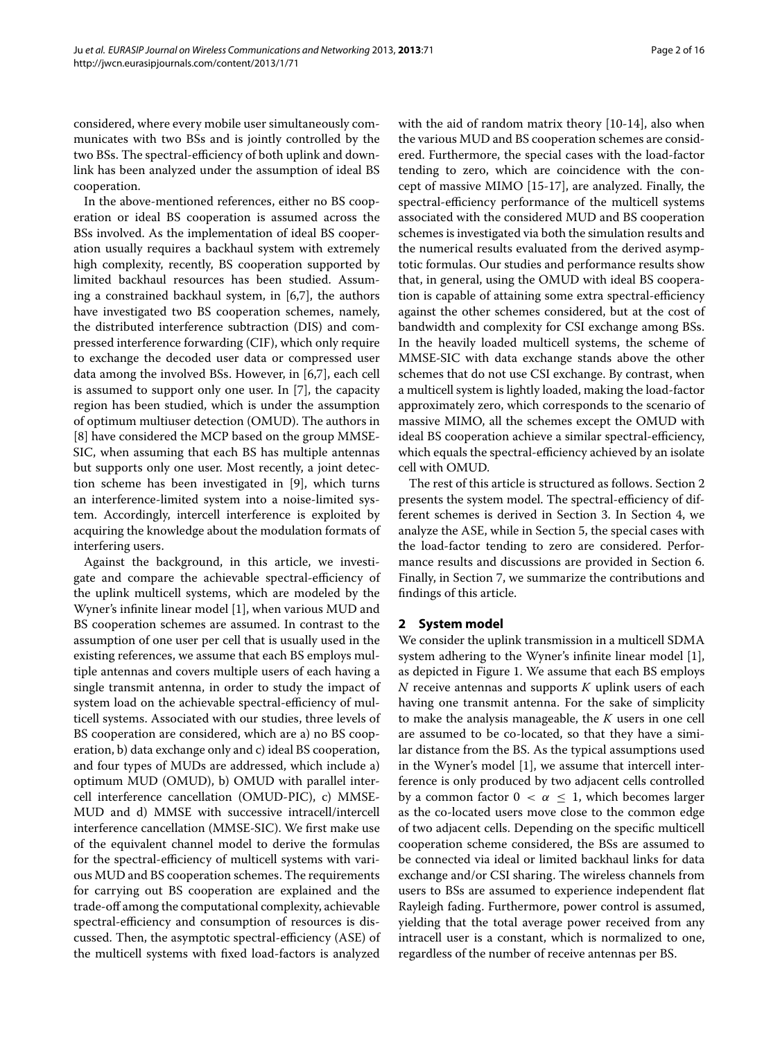considered, where every mobile user simultaneously communicates with two BSs and is jointly controlled by the two BSs. The spectral-efficiency of both uplink and downlink has been analyzed under the assumption of ideal BS cooperation.

In the above-mentioned references, either no BS cooperation or ideal BS cooperation is assumed across the BSs involved. As the implementation of ideal BS cooperation usually requires a backhaul system with extremely high complexity, recently, BS cooperation supported by limited backhaul resources has been studied. Assuming a constrained backhaul system, in [6,7], the authors have investigated two BS cooperation schemes, namely, the distributed interference subtraction (DIS) and compressed interference forwarding (CIF), which only require to exchange the decoded user data or compressed user data among the involved BSs. However, in [6,7], each cell is assumed to support only one user. In [7], the capacity region has been studied, which is under the assumption of optimum multiuser detection (OMUD). The authors in [8] have considered the MCP based on the group MMSE-SIC, when assuming that each BS has multiple antennas but supports only one user. Most recently, a joint detection scheme has been investigated in [9], which turns an interference-limited system into a noise-limited system. Accordingly, intercell interference is exploited by acquiring the knowledge about the modulation formats of interfering users.

Against the background, in this article, we investigate and compare the achievable spectral-efficiency of the uplink multicell systems, which are modeled by the Wyner's infinite linear model [1], when various MUD and BS cooperation schemes are assumed. In contrast to the assumption of one user per cell that is usually used in the existing references, we assume that each BS employs multiple antennas and covers multiple users of each having a single transmit antenna, in order to study the impact of system load on the achievable spectral-efficiency of multicell systems. Associated with our studies, three levels of BS cooperation are considered, which are a) no BS cooperation, b) data exchange only and c) ideal BS cooperation, and four types of MUDs are addressed, which include a) optimum MUD (OMUD), b) OMUD with parallel intercell interference cancellation (OMUD-PIC), c) MMSE-MUD and d) MMSE with successive intracell/intercell interference cancellation (MMSE-SIC). We first make use of the equivalent channel model to derive the formulas for the spectral-efficiency of multicell systems with various MUD and BS cooperation schemes. The requirements for carrying out BS cooperation are explained and the trade-off among the computational complexity, achievable spectral-efficiency and consumption of resources is discussed. Then, the asymptotic spectral-efficiency (ASE) of the multicell systems with fixed load-factors is analyzed with the aid of random matrix theory [10-14], also when the various MUD and BS cooperation schemes are considered. Furthermore, the special cases with the load-factor tending to zero, which are coincidence with the concept of massive MIMO [15-17], are analyzed. Finally, the spectral-efficiency performance of the multicell systems associated with the considered MUD and BS cooperation schemes is investigated via both the simulation results and the numerical results evaluated from the derived asymptotic formulas. Our studies and performance results show that, in general, using the OMUD with ideal BS cooperation is capable of attaining some extra spectral-efficiency against the other schemes considered, but at the cost of bandwidth and complexity for CSI exchange among BSs. In the heavily loaded multicell systems, the scheme of MMSE-SIC with data exchange stands above the other schemes that do not use CSI exchange. By contrast, when a multicell system is lightly loaded, making the load-factor approximately zero, which corresponds to the scenario of massive MIMO, all the schemes except the OMUD with ideal BS cooperation achieve a similar spectral-efficiency, which equals the spectral-efficiency achieved by an isolate cell with OMUD.

The rest of this article is structured as follows. Section 2 presents the system model. The spectral-efficiency of different schemes is derived in Section 3. In Section 4, we analyze the ASE, while in Section 5, the special cases with the load-factor tending to zero are considered. Performance results and discussions are provided in Section 6. Finally, in Section 7, we summarize the contributions and findings of this article.

## 2 System model

We consider the uplink transmission in a multicell SDMA system adhering to the Wyner's infinite linear model [1], as depicted in Figure 1. We assume that each BS employs $N$ receive antennas and supports $K$ uplink users of each having one transmit antenna. For the sake of simplicity to make the analysis manageable, the $K$ users in one cell are assumed to be co-located, so that they have a similar distance from the BS. As the typical assumptions used in the Wyner's model [1], we assume that intercell interference is only produced by two adjacent cells controlled by a common factor $0 < \alpha \leq 1$, which becomes larger as the co-located users move close to the common edge of two adjacent cells. Depending on the specific multicell cooperation scheme considered, the BSs are assumed to be connected via ideal or limited backhaul links for data exchange and/or CSI sharing. The wireless channels from users to BSs are assumed to experience independent flat Rayleigh fading. Furthermore, power control is assumed, yielding that the total average power received from any intracell user is a constant, which is normalized to one, regardless of the number of receive antennas per BS.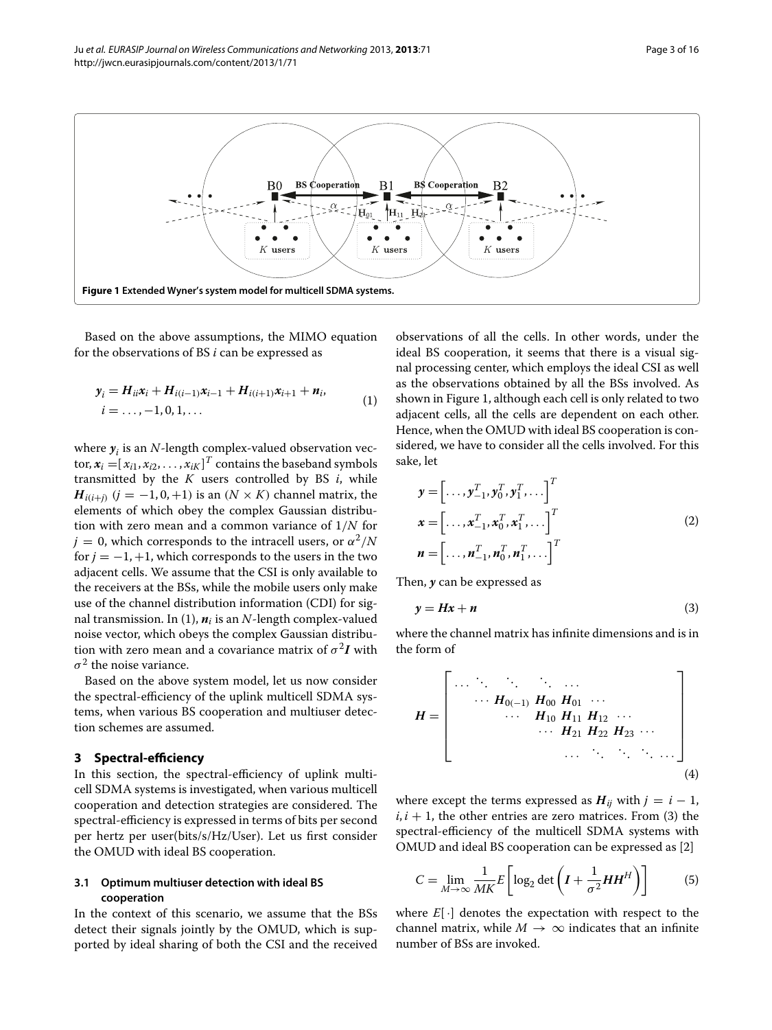Figure 1 Extended Wyner's system model for multicell SDMA systems.

Based on the above assumptions, the MIMO equation for the observations of BS $i$ can be expressed as

$$\boldsymbol{y}_i = \boldsymbol{H}_{ii}\boldsymbol{x}_i + \boldsymbol{H}_{i(i-1)}\boldsymbol{x}_{i-1} + \boldsymbol{H}_{i(i+1)}\boldsymbol{x}_{i+1} + \boldsymbol{n}_i, \quad i = \ldots, -1, 0, 1, \ldots \tag{1}$$

where $\boldsymbol{y}_i$ is an $N$-length complex-valued observation vector, $\boldsymbol{x}_i = [x_{i1}, x_{i2}, \ldots, x_{iK}]^T$ contains the baseband symbols transmitted by the $K$ users controlled by BS $i$, while $\boldsymbol{H}_{i(i+j)}$ $(j = -1, 0, +1)$ is an $(N \times K)$ channel matrix, the elements of which obey the complex Gaussian distribution with zero mean and a common variance of $1/N$ for $j = 0$, which corresponds to the intracell users, or $\alpha^2/N$ for $j = -1, +1$, which corresponds to the users in the two adjacent cells. We assume that the CSI is only available to the receivers at the BSs, while the mobile users only make use of the channel distribution information (CDI) for signal transmission. In (1), $\boldsymbol{n}_i$ is an $N$-length complex-valued noise vector, which obeys the complex Gaussian distribution with zero mean and a covariance matrix of $\sigma^2\boldsymbol{I}$ with $\sigma^2$ the noise variance.

Based on the above system model, let us now consider the spectral-efficiency of the uplink multicell SDMA systems, when various BS cooperation and multiuser detection schemes are assumed.

## 3 Spectral-efficiency

In this section, the spectral-efficiency of uplink multicell SDMA systems is investigated, when various multicell cooperation and detection strategies are considered. The spectral-efficiency is expressed in terms of bits per second per hertz per user(bits/s/Hz/User). Let us first consider the OMUD with ideal BS cooperation.

### 3.1 Optimum multiuser detection with ideal BS cooperation

In the context of this scenario, we assume that the BSs detect their signals jointly by the OMUD, which is supported by ideal sharing of both the CSI and the received observations of all the cells. In other words, under the ideal BS cooperation, it seems that there is a visual signal processing center, which employs the ideal CSI as well as the observations obtained by all the BSs involved. As shown in Figure 1, although each cell is only related to two adjacent cells, all the cells are dependent on each other. Hence, when the OMUD with ideal BS cooperation is considered, we have to consider all the cells involved. For this sake, let

$$\begin{aligned}
\boldsymbol{y} &= \left[\ldots, \boldsymbol{y}_{-1}^T, \boldsymbol{y}_0^T, \boldsymbol{y}_1^T, \ldots\right]^T \\
\boldsymbol{x} &= \left[\ldots, \boldsymbol{x}_{-1}^T, \boldsymbol{x}_0^T, \boldsymbol{x}_1^T, \ldots\right]^T \\
\boldsymbol{n} &= \left[\ldots, \boldsymbol{n}_{-1}^T, \boldsymbol{n}_0^T, \boldsymbol{n}_1^T, \ldots\right]^T
\end{aligned} \tag{2}$$

Then, $\boldsymbol{y}$ can be expressed as

$$\boldsymbol{y} = \boldsymbol{H}\boldsymbol{x} + \boldsymbol{n} \tag{3}$$

where the channel matrix has infinite dimensions and is in the form of

$$\boldsymbol{H} = \begin{bmatrix}
\cdots & \ddots & \ddots & \ddots & \cdots & & & \\
& \cdots & \boldsymbol{H}_{0(-1)} & \boldsymbol{H}_{00} & \boldsymbol{H}_{01} & \cdots & & \\
& & \cdots & \boldsymbol{H}_{10} & \boldsymbol{H}_{11} & \boldsymbol{H}_{12} & \cdots & \\
& & & \cdots & \boldsymbol{H}_{21} & \boldsymbol{H}_{22} & \boldsymbol{H}_{23} & \cdots \\
& & & & \cdots & \ddots & \ddots & \ddots & \cdots
\end{bmatrix} \tag{4}$$

where except the terms expressed as $\boldsymbol{H}_{ij}$ with $j = i-1$, $i, i+1$, the other entries are zero matrices. From (3) the spectral-efficiency of the multicell SDMA systems with OMUD and ideal BS cooperation can be expressed as [2]

$$C = \lim_{M \to \infty} \frac{1}{MK} E\left[\log_2 \det\left(\boldsymbol{I} + \frac{1}{\sigma^2}\boldsymbol{H}\boldsymbol{H}^H\right)\right] \tag{5}$$

where $E[\cdot]$ denotes the expectation with respect to the channel matrix, while $M \to \infty$ indicates that an infinite number of BSs are invoked.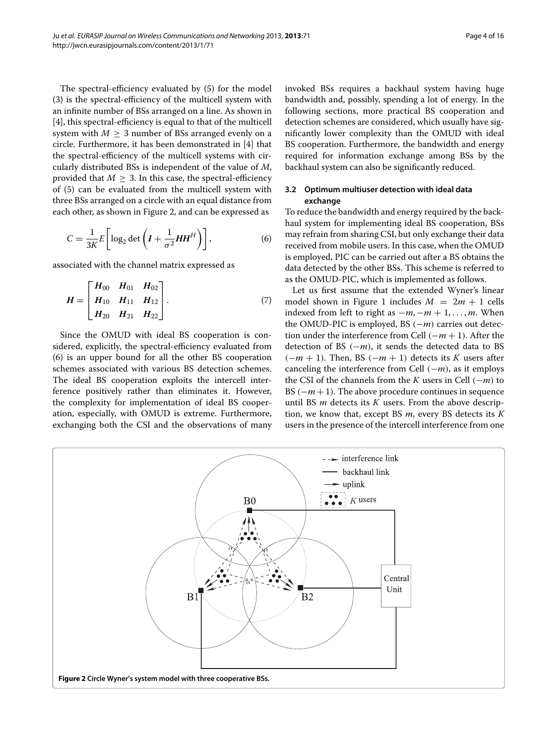The spectral-efficiency evaluated by (5) for the model (3) is the spectral-efficiency of the multicell system with an infinite number of BSs arranged on a line. As shown in [4], this spectral-efficiency is equal to that of the multicell system with $M \geq 3$ number of BSs arranged evenly on a circle. Furthermore, it has been demonstrated in [4] that the spectral-efficiency of the multicell systems with circularly distributed BSs is independent of the value of $M$, provided that $M \geq 3$. In this case, the spectral-efficiency of (5) can be evaluated from the multicell system with three BSs arranged on a circle with an equal distance from each other, as shown in Figure 2, and can be expressed as

$$C = \frac{1}{3K} E\left[\log_2 \det\left(\boldsymbol{I} + \frac{1}{\sigma^2}\boldsymbol{H}\boldsymbol{H}^H\right)\right], \tag{6}$$

associated with the channel matrix expressed as

$$\boldsymbol{H} = \begin{bmatrix} \boldsymbol{H}_{00} & \boldsymbol{H}_{01} & \boldsymbol{H}_{02} \\ \boldsymbol{H}_{10} & \boldsymbol{H}_{11} & \boldsymbol{H}_{12} \\ \boldsymbol{H}_{20} & \boldsymbol{H}_{21} & \boldsymbol{H}_{22} \end{bmatrix}. \tag{7}$$

Since the OMUD with ideal BS cooperation is considered, explicitly, the spectral-efficiency evaluated from (6) is an upper bound for all the other BS cooperation schemes associated with various BS detection schemes. The ideal BS cooperation exploits the intercell interference positively rather than eliminates it. However, the complexity for implementation of ideal BS cooperation, especially, with OMUD is extreme. Furthermore, exchanging both the CSI and the observations of many invoked BSs requires a backhaul system having huge bandwidth and, possibly, spending a lot of energy. In the following sections, more practical BS cooperation and detection schemes are considered, which usually have significantly lower complexity than the OMUD with ideal BS cooperation. Furthermore, the bandwidth and energy required for information exchange among BSs by the backhaul system can also be significantly reduced.

### 3.2 Optimum multiuser detection with ideal data exchange

To reduce the bandwidth and energy required by the backhaul system for implementing ideal BS cooperation, BSs may refrain from sharing CSI, but only exchange their data received from mobile users. In this case, when the OMUD is employed, PIC can be carried out after a BS obtains the data detected by the other BSs. This scheme is referred to as the OMUD-PIC, which is implemented as follows.

Let us first assume that the extended Wyner's linear model shown in Figure 1 includes $M = 2m + 1$ cells indexed from left to right as $-m, -m+1, \ldots, m$. When the OMUD-PIC is employed, BS $(-m)$ carries out detection under the interference from Cell $(-m+1)$. After the detection of BS $(-m)$, it sends the detected data to BS $(-m+1)$. Then, BS $(-m+1)$ detects its $K$ users after canceling the interference from Cell $(-m)$, as it employs the CSI of the channels from the $K$ users in Cell $(-m)$ to BS $(-m+1)$. The above procedure continues in sequence until BS $m$ detects its $K$ users. From the above description, we know that, except BS $m$, every BS detects its $K$ users in the presence of the intercell interference from one

interference link
backhaul link
uplink
$K$ users
B0
B1
B2
Central Unit

**Figure 2 Circle Wyner's system model with three cooperative BSs.**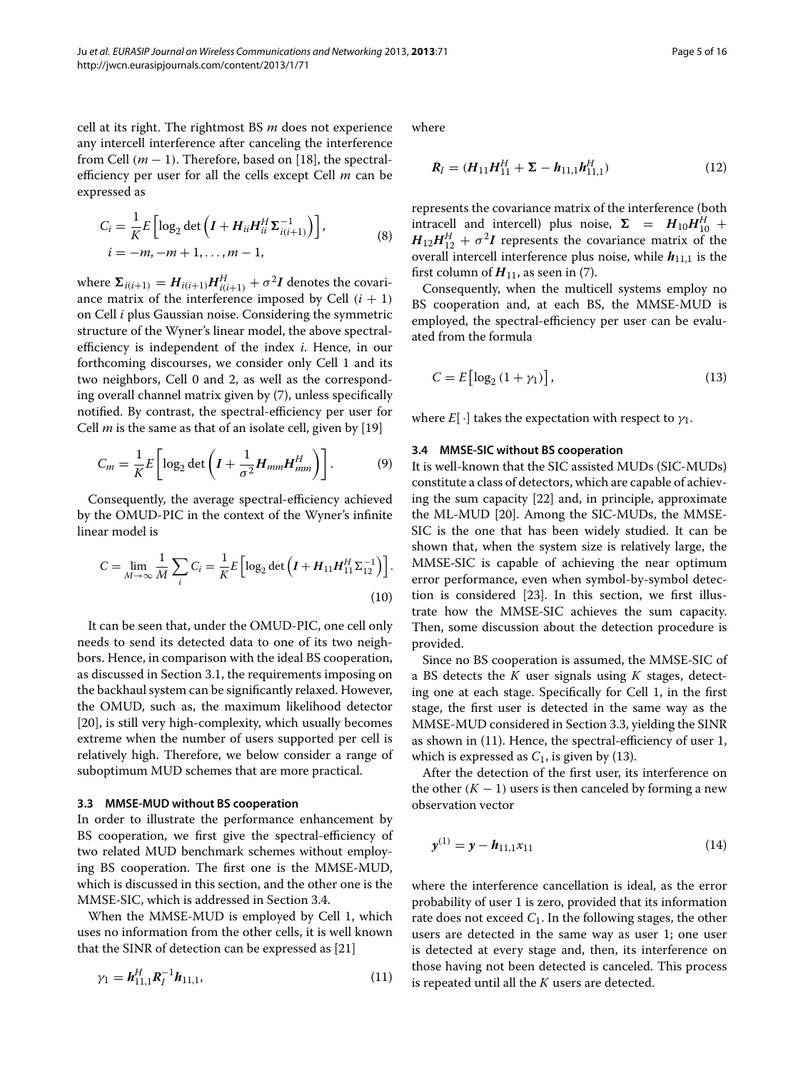cell at its right. The rightmost BS $m$ does not experience any intercell interference after canceling the interference from Cell $(m-1)$. Therefore, based on [18], the spectral-efficiency per user for all the cells except Cell $m$ can be expressed as

$$C_i = \frac{1}{K} E\left[\log_2 \det\left(\boldsymbol{I} + \boldsymbol{H}_{ii}\boldsymbol{H}_{ii}^H \boldsymbol{\Sigma}_{i(i+1)}^{-1}\right)\right], \quad i = -m, -m+1, \ldots, m-1, \tag{8}$$

where $\boldsymbol{\Sigma}_{i(i+1)} = \boldsymbol{H}_{i(i+1)}\boldsymbol{H}_{i(i+1)}^H + \sigma^2\boldsymbol{I}$ denotes the covariance matrix of the interference imposed by Cell $(i+1)$ on Cell $i$ plus Gaussian noise. Considering the symmetric structure of the Wyner's linear model, the above spectral-efficiency is independent of the index $i$. Hence, in our forthcoming discourses, we consider only Cell 1 and its two neighbors, Cell 0 and 2, as well as the corresponding overall channel matrix given by (7), unless specifically notified. By contrast, the spectral-efficiency per user for Cell $m$ is the same as that of an isolate cell, given by [19]

$$C_m = \frac{1}{K} E\left[\log_2 \det\left(\boldsymbol{I} + \frac{1}{\sigma^2}\boldsymbol{H}_{mm}\boldsymbol{H}_{mm}^H\right)\right]. \tag{9}$$

Consequently, the average spectral-efficiency achieved by the OMUD-PIC in the context of the Wyner's infinite linear model is

$$C = \lim_{M\to\infty} \frac{1}{M}\sum_i C_i = \frac{1}{K} E\left[\log_2 \det\left(\boldsymbol{I} + \boldsymbol{H}_{11}\boldsymbol{H}_{11}^H \Sigma_{12}^{-1}\right)\right]. \tag{10}$$

It can be seen that, under the OMUD-PIC, one cell only needs to send its detected data to one of its two neighbors. Hence, in comparison with the ideal BS cooperation, as discussed in Section 3.1, the requirements imposing on the backhaul system can be significantly relaxed. However, the OMUD, such as, the maximum likelihood detector [20], is still very high-complexity, which usually becomes extreme when the number of users supported per cell is relatively high. Therefore, we below consider a range of suboptimum MUD schemes that are more practical.

### 3.3 MMSE-MUD without BS cooperation

In order to illustrate the performance enhancement by BS cooperation, we first give the spectral-efficiency of two related MUD benchmark schemes without employing BS cooperation. The first one is the MMSE-MUD, which is discussed in this section, and the other one is the MMSE-SIC, which is addressed in Section 3.4.

When the MMSE-MUD is employed by Cell 1, which uses no information from the other cells, it is well known that the SINR of detection can be expressed as [21]

$$\gamma_1 = \boldsymbol{h}_{11,1}^H \boldsymbol{R}_I^{-1} \boldsymbol{h}_{11,1}, \tag{11}$$

where

$$\boldsymbol{R}_I = (\boldsymbol{H}_{11}\boldsymbol{H}_{11}^H + \boldsymbol{\Sigma} - \boldsymbol{h}_{11,1}\boldsymbol{h}_{11,1}^H) \tag{12}$$

represents the covariance matrix of the interference (both intracell and intercell) plus noise, $\boldsymbol{\Sigma} = \boldsymbol{H}_{10}\boldsymbol{H}_{10}^H + \boldsymbol{H}_{12}\boldsymbol{H}_{12}^H + \sigma^2\boldsymbol{I}$ represents the covariance matrix of the overall intercell interference plus noise, while $\boldsymbol{h}_{11,1}$ is the first column of $\boldsymbol{H}_{11}$, as seen in (7).

Consequently, when the multicell systems employ no BS cooperation and, at each BS, the MMSE-MUD is employed, the spectral-efficiency per user can be evaluated from the formula

$$C = E\left[\log_2(1+\gamma_1)\right], \tag{13}$$

where $E[\cdot]$ takes the expectation with respect to $\gamma_1$.

### 3.4 MMSE-SIC without BS cooperation

It is well-known that the SIC assisted MUDs (SIC-MUDs) constitute a class of detectors, which are capable of achieving the sum capacity [22] and, in principle, approximate the ML-MUD [20]. Among the SIC-MUDs, the MMSE-SIC is the one that has been widely studied. It can be shown that, when the system size is relatively large, the MMSE-SIC is capable of achieving the near optimum error performance, even when symbol-by-symbol detection is considered [23]. In this section, we first illustrate how the MMSE-SIC achieves the sum capacity. Then, some discussion about the detection procedure is provided.

Since no BS cooperation is assumed, the MMSE-SIC of a BS detects the $K$ user signals using $K$ stages, detecting one at each stage. Specifically for Cell 1, in the first stage, the first user is detected in the same way as the MMSE-MUD considered in Section 3.3, yielding the SINR as shown in (11). Hence, the spectral-efficiency of user 1, which is expressed as $C_1$, is given by (13).

After the detection of the first user, its interference on the other $(K-1)$ users is then canceled by forming a new observation vector

$$\boldsymbol{y}^{(1)} = \boldsymbol{y} - \boldsymbol{h}_{11,1}x_{11} \tag{14}$$

where the interference cancellation is ideal, as the error probability of user 1 is zero, provided that its information rate does not exceed $C_1$. In the following stages, the other users are detected in the same way as user 1; one user is detected at every stage and, then, its interference on those having not been detected is canceled. This process is repeated until all the $K$ users are detected.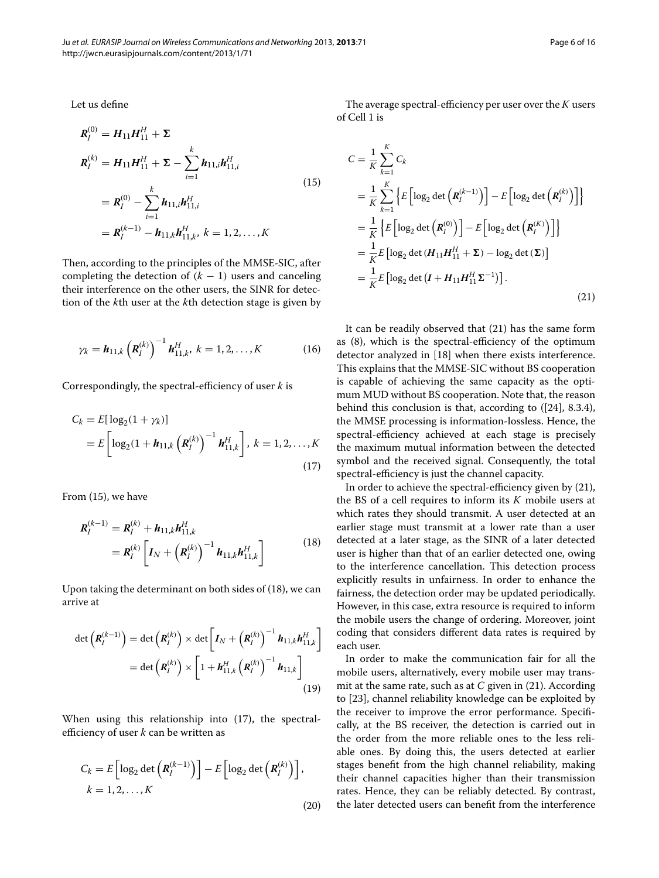Let us define

$$
\begin{aligned}
\boldsymbol{R}_I^{(0)} &= \boldsymbol{H}_{11}\boldsymbol{H}_{11}^H + \boldsymbol{\Sigma} \\
\boldsymbol{R}_I^{(k)} &= \boldsymbol{H}_{11}\boldsymbol{H}_{11}^H + \boldsymbol{\Sigma} - \sum_{i=1}^{k} \boldsymbol{h}_{11,i}\boldsymbol{h}_{11,i}^H \\
&= \boldsymbol{R}_I^{(0)} - \sum_{i=1}^{k} \boldsymbol{h}_{11,i}\boldsymbol{h}_{11,i}^H \\
&= \boldsymbol{R}_I^{(k-1)} - \boldsymbol{h}_{11,k}\boldsymbol{h}_{11,k}^H,\ k = 1, 2, \ldots, K
\end{aligned}
\tag{15}
$$

Then, according to the principles of the MMSE-SIC, after completing the detection of $(k-1)$ users and canceling their interference on the other users, the SINR for detection of the $k$th user at the $k$th detection stage is given by

$$
\gamma_k = \boldsymbol{h}_{11,k}\left(\boldsymbol{R}_I^{(k)}\right)^{-1}\boldsymbol{h}_{11,k}^H,\ k = 1, 2, \ldots, K \tag{16}
$$

Correspondingly, the spectral-efficiency of user $k$ is

$$
\begin{aligned}
C_k &= E[\log_2(1+\gamma_k)] \\
&= E\left[\log_2(1 + \boldsymbol{h}_{11,k}\left(\boldsymbol{R}_I^{(k)}\right)^{-1}\boldsymbol{h}_{11,k}^H\right],\ k = 1, 2, \ldots, K
\end{aligned}
\tag{17}
$$

From (15), we have

$$
\begin{aligned}
\boldsymbol{R}_I^{(k-1)} &= \boldsymbol{R}_I^{(k)} + \boldsymbol{h}_{11,k}\boldsymbol{h}_{11,k}^H \\
&= \boldsymbol{R}_I^{(k)}\left[\boldsymbol{I}_N + \left(\boldsymbol{R}_I^{(k)}\right)^{-1}\boldsymbol{h}_{11,k}\boldsymbol{h}_{11,k}^H\right]
\end{aligned}
\tag{18}
$$

Upon taking the determinant on both sides of (18), we can arrive at

$$
\begin{aligned}
\det\left(\boldsymbol{R}_I^{(k-1)}\right) &= \det\left(\boldsymbol{R}_I^{(k)}\right) \times \det\left[\boldsymbol{I}_N + \left(\boldsymbol{R}_I^{(k)}\right)^{-1}\boldsymbol{h}_{11,k}\boldsymbol{h}_{11,k}^H\right] \\
&= \det\left(\boldsymbol{R}_I^{(k)}\right) \times \left[1 + \boldsymbol{h}_{11,k}^H\left(\boldsymbol{R}_I^{(k)}\right)^{-1}\boldsymbol{h}_{11,k}\right]
\end{aligned}
\tag{19}
$$

When using this relationship into (17), the spectral-efficiency of user $k$ can be written as

$$
\begin{aligned}
C_k &= E\left[\log_2\det\left(\boldsymbol{R}_I^{(k-1)}\right)\right] - E\left[\log_2\det\left(\boldsymbol{R}_I^{(k)}\right)\right], \\
k &= 1, 2, \ldots, K
\end{aligned}
\tag{20}
$$

The average spectral-efficiency per user over the $K$ users of Cell 1 is

$$
\begin{aligned}
C &= \frac{1}{K}\sum_{k=1}^{K} C_k \\
&= \frac{1}{K}\sum_{k=1}^{K}\left\{E\left[\log_2\det\left(\boldsymbol{R}_I^{(k-1)}\right)\right] - E\left[\log_2\det\left(\boldsymbol{R}_I^{(k)}\right)\right]\right\} \\
&= \frac{1}{K}\left\{E\left[\log_2\det\left(\boldsymbol{R}_I^{(0)}\right)\right] - E\left[\log_2\det\left(\boldsymbol{R}_I^{(K)}\right)\right]\right\} \\
&= \frac{1}{K}E\left[\log_2\det\left(\boldsymbol{H}_{11}\boldsymbol{H}_{11}^H + \boldsymbol{\Sigma}\right) - \log_2\det\left(\boldsymbol{\Sigma}\right)\right] \\
&= \frac{1}{K}E\left[\log_2\det\left(\boldsymbol{I} + \boldsymbol{H}_{11}\boldsymbol{H}_{11}^H\boldsymbol{\Sigma}^{-1}\right)\right].
\end{aligned}
\tag{21}
$$

It can be readily observed that (21) has the same form as (8), which is the spectral-efficiency of the optimum detector analyzed in [18] when there exists interference. This explains that the MMSE-SIC without BS cooperation is capable of achieving the same capacity as the optimum MUD without BS cooperation. Note that, the reason behind this conclusion is that, according to ([24], 8.3.4), the MMSE processing is information-lossless. Hence, the spectral-efficiency achieved at each stage is precisely the maximum mutual information between the detected symbol and the received signal. Consequently, the total spectral-efficiency is just the channel capacity.

In order to achieve the spectral-efficiency given by (21), the BS of a cell requires to inform its $K$ mobile users at which rates they should transmit. A user detected at an earlier stage must transmit at a lower rate than a user detected at a later stage, as the SINR of a later detected user is higher than that of an earlier detected one, owing to the interference cancellation. This detection process explicitly results in unfairness. In order to enhance the fairness, the detection order may be updated periodically. However, in this case, extra resource is required to inform the mobile users the change of ordering. Moreover, joint coding that considers different data rates is required by each user.

In order to make the communication fair for all the mobile users, alternatively, every mobile user may transmit at the same rate, such as at $C$ given in (21). According to [23], channel reliability knowledge can be exploited by the receiver to improve the error performance. Specifically, at the BS receiver, the detection is carried out in the order from the more reliable ones to the less reliable ones. By doing this, the users detected at earlier stages benefit from the high channel reliability, making their channel capacities higher than their transmission rates. Hence, they can be reliably detected. By contrast, the later detected users can benefit from the interference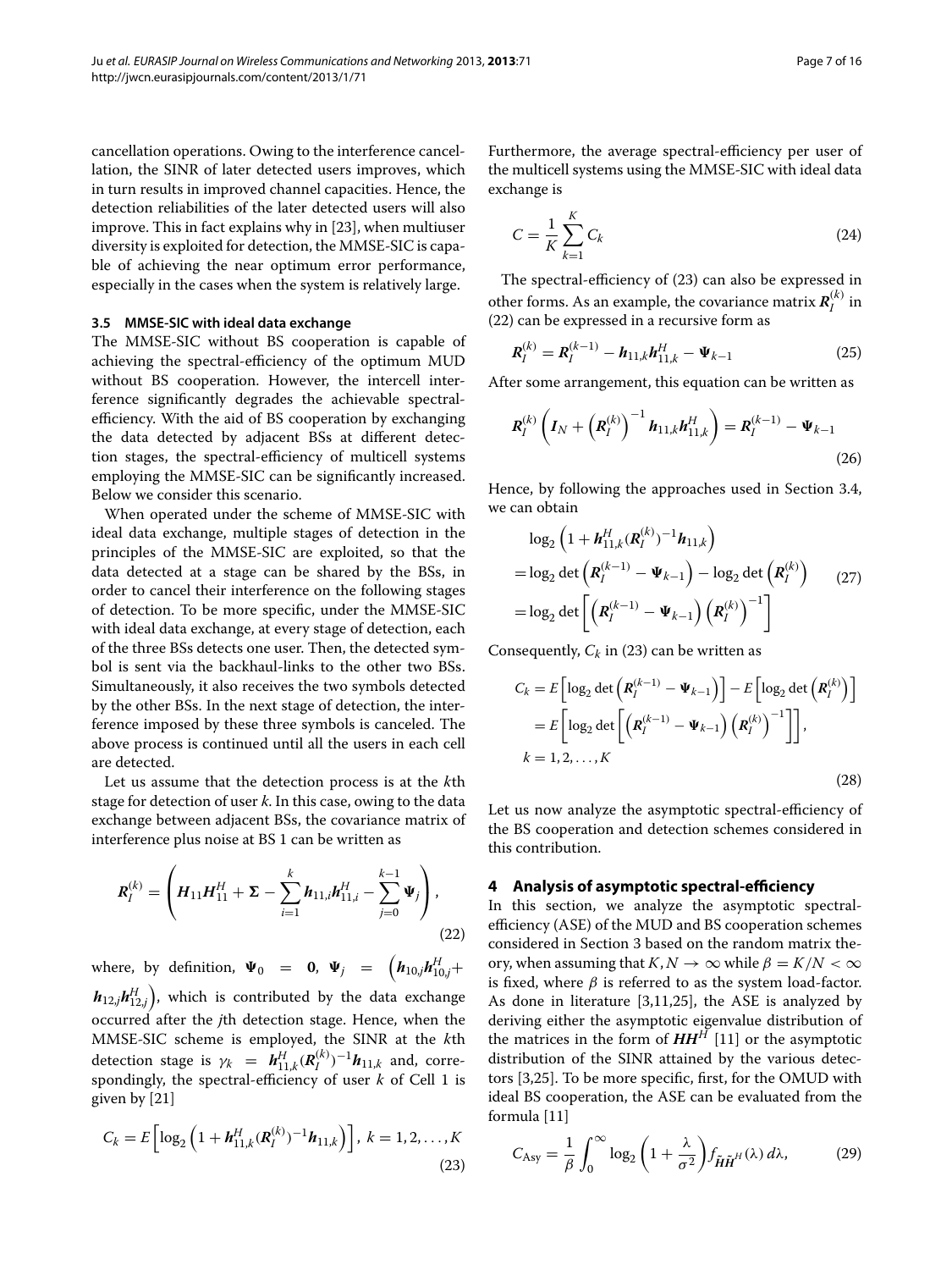cancellation operations. Owing to the interference cancellation, the SINR of later detected users improves, which in turn results in improved channel capacities. Hence, the detection reliabilities of the later detected users will also improve. This in fact explains why in [23], when multiuser diversity is exploited for detection, the MMSE-SIC is capable of achieving the near optimum error performance, especially in the cases when the system is relatively large.

### 3.5 MMSE-SIC with ideal data exchange

The MMSE-SIC without BS cooperation is capable of achieving the spectral-efficiency of the optimum MUD without BS cooperation. However, the intercell interference significantly degrades the achievable spectral-efficiency. With the aid of BS cooperation by exchanging the data detected by adjacent BSs at different detection stages, the spectral-efficiency of multicell systems employing the MMSE-SIC can be significantly increased. Below we consider this scenario.

When operated under the scheme of MMSE-SIC with ideal data exchange, multiple stages of detection in the principles of the MMSE-SIC are exploited, so that the data detected at a stage can be shared by the BSs, in order to cancel their interference on the following stages of detection. To be more specific, under the MMSE-SIC with ideal data exchange, at every stage of detection, each of the three BSs detects one user. Then, the detected symbol is sent via the backhaul-links to the other two BSs. Simultaneously, it also receives the two symbols detected by the other BSs. In the next stage of detection, the interference imposed by these three symbols is canceled. The above process is continued until all the users in each cell are detected.

Let us assume that the detection process is at the $k$th stage for detection of user $k$. In this case, owing to the data exchange between adjacent BSs, the covariance matrix of interference plus noise at BS 1 can be written as

$$\boldsymbol{R}_I^{(k)} = \left( \boldsymbol{H}_{11}\boldsymbol{H}_{11}^H + \boldsymbol{\Sigma} - \sum_{i=1}^{k} \boldsymbol{h}_{11,i}\boldsymbol{h}_{11,i}^H - \sum_{j=0}^{k-1} \boldsymbol{\Psi}_j \right), \tag{22}$$

where, by definition, $\boldsymbol{\Psi}_0 = \boldsymbol{0}$, $\boldsymbol{\Psi}_j = \left(\boldsymbol{h}_{10,j}\boldsymbol{h}_{10,j}^H + \boldsymbol{h}_{12,j}\boldsymbol{h}_{12,j}^H\right)$, which is contributed by the data exchange occurred after the $j$th detection stage. Hence, when the MMSE-SIC scheme is employed, the SINR at the $k$th detection stage is $\gamma_k = \boldsymbol{h}_{11,k}^H(\boldsymbol{R}_I^{(k)})^{-1}\boldsymbol{h}_{11,k}$ and, correspondingly, the spectral-efficiency of user $k$ of Cell 1 is given by [21]

$$C_k = E\left[\log_2\left(1 + \boldsymbol{h}_{11,k}^H(\boldsymbol{R}_I^{(k)})^{-1}\boldsymbol{h}_{11,k}\right)\right],\ k = 1, 2, \ldots, K \tag{23}$$

Furthermore, the average spectral-efficiency per user of the multicell systems using the MMSE-SIC with ideal data exchange is

$$C = \frac{1}{K}\sum_{k=1}^{K} C_k \tag{24}$$

The spectral-efficiency of (23) can also be expressed in other forms. As an example, the covariance matrix $\boldsymbol{R}_I^{(k)}$ in (22) can be expressed in a recursive form as

$$\boldsymbol{R}_I^{(k)} = \boldsymbol{R}_I^{(k-1)} - \boldsymbol{h}_{11,k}\boldsymbol{h}_{11,k}^H - \boldsymbol{\Psi}_{k-1} \tag{25}$$

After some arrangement, this equation can be written as

$$\boldsymbol{R}_I^{(k)}\left(\boldsymbol{I}_N + \left(\boldsymbol{R}_I^{(k)}\right)^{-1}\boldsymbol{h}_{11,k}\boldsymbol{h}_{11,k}^H\right) = \boldsymbol{R}_I^{(k-1)} - \boldsymbol{\Psi}_{k-1} \tag{26}$$

Hence, by following the approaches used in Section 3.4, we can obtain

$$\begin{aligned}
&\log_2\left(1 + \boldsymbol{h}_{11,k}^H(\boldsymbol{R}_I^{(k)})^{-1}\boldsymbol{h}_{11,k}\right)\\
&= \log_2\det\left(\boldsymbol{R}_I^{(k-1)} - \boldsymbol{\Psi}_{k-1}\right) - \log_2\det\left(\boldsymbol{R}_I^{(k)}\right)\\
&= \log_2\det\left[\left(\boldsymbol{R}_I^{(k-1)} - \boldsymbol{\Psi}_{k-1}\right)\left(\boldsymbol{R}_I^{(k)}\right)^{-1}\right]
\end{aligned} \tag{27}$$

Consequently, $C_k$ in (23) can be written as

$$\begin{aligned}
C_k &= E\left[\log_2\det\left(\boldsymbol{R}_I^{(k-1)} - \boldsymbol{\Psi}_{k-1}\right)\right] - E\left[\log_2\det\left(\boldsymbol{R}_I^{(k)}\right)\right]\\
&= E\left[\log_2\det\left[\left(\boldsymbol{R}_I^{(k-1)} - \boldsymbol{\Psi}_{k-1}\right)\left(\boldsymbol{R}_I^{(k)}\right)^{-1}\right]\right],\\
k &= 1, 2, \ldots, K
\end{aligned} \tag{28}$$

Let us now analyze the asymptotic spectral-efficiency of the BS cooperation and detection schemes considered in this contribution.

## 4 Analysis of asymptotic spectral-efficiency

In this section, we analyze the asymptotic spectral-efficiency (ASE) of the MUD and BS cooperation schemes considered in Section 3 based on the random matrix theory, when assuming that $K, N \to \infty$ while $\beta = K/N < \infty$ is fixed, where $\beta$ is referred to as the system load-factor. As done in literature [3,11,25], the ASE is analyzed by deriving either the asymptotic eigenvalue distribution of the matrices in the form of $\boldsymbol{H}\boldsymbol{H}^H$ [11] or the asymptotic distribution of the SINR attained by the various detectors [3,25]. To be more specific, first, for the OMUD with ideal BS cooperation, the ASE can be evaluated from the formula [11]

$$C_{\text{Asy}} = \frac{1}{\beta}\int_0^\infty \log_2\left(1 + \frac{\lambda}{\sigma^2}\right) f_{\tilde{\boldsymbol{H}}\tilde{\boldsymbol{H}}^H}(\lambda)\, d\lambda, \tag{29}$$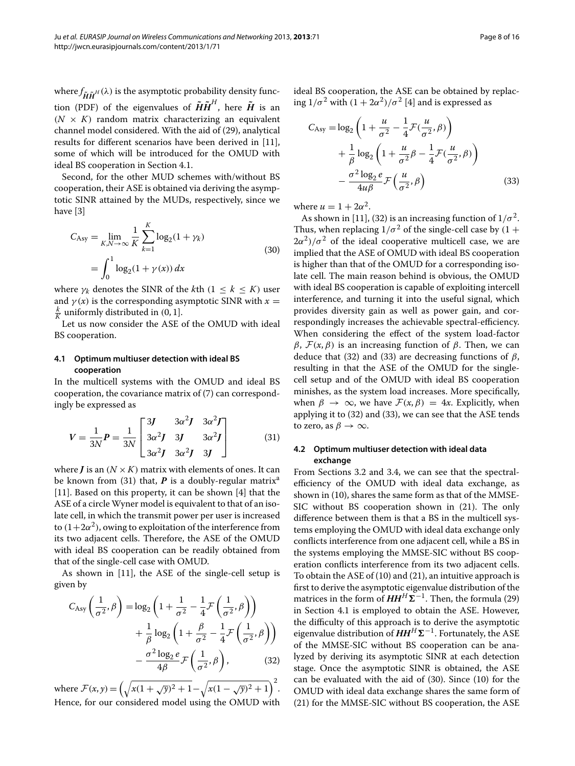where $f_{\tilde{\boldsymbol{H}}\tilde{\boldsymbol{H}}^H}(\lambda)$ is the asymptotic probability density function (PDF) of the eigenvalues of $\tilde{\boldsymbol{H}}\tilde{\boldsymbol{H}}^H$, here $\tilde{\boldsymbol{H}}$ is an $(N \times K)$ random matrix characterizing an equivalent channel model considered. With the aid of (29), analytical results for different scenarios have been derived in [11], some of which will be introduced for the OMUD with ideal BS cooperation in Section 4.1.

Second, for the other MUD schemes with/without BS cooperation, their ASE is obtained via deriving the asymptotic SINR attained by the MUDs, respectively, since we have [3]

$$
\begin{aligned}
C_{\text{Asy}} &= \lim_{K,N\to\infty} \frac{1}{K}\sum_{k=1}^{K}\log_2(1+\gamma_k) \\
&= \int_0^1 \log_2(1+\gamma(x))\,dx
\end{aligned}
\tag{30}
$$

where $\gamma_k$ denotes the SINR of the $k$th $(1 \leq k \leq K)$ user and $\gamma(x)$ is the corresponding asymptotic SINR with $x = \frac{k}{K}$ uniformly distributed in $(0, 1]$.

Let us now consider the ASE of the OMUD with ideal BS cooperation.

### 4.1 Optimum multiuser detection with ideal BS cooperation

In the multicell systems with the OMUD and ideal BS cooperation, the covariance matrix of (7) can correspondingly be expressed as

$$
\boldsymbol{V} = \frac{1}{3N}\boldsymbol{P} = \frac{1}{3N}\begin{bmatrix} 3\boldsymbol{J} & 3\alpha^2\boldsymbol{J} & 3\alpha^2\boldsymbol{J} \\ 3\alpha^2\boldsymbol{J} & 3\boldsymbol{J} & 3\alpha^2\boldsymbol{J} \\ 3\alpha^2\boldsymbol{J} & 3\alpha^2\boldsymbol{J} & 3\boldsymbol{J} \end{bmatrix}
\tag{31}
$$

where $\boldsymbol{J}$ is an $(N \times K)$ matrix with elements of ones. It can be known from (31) that, $\boldsymbol{P}$ is a doubly-regular matrix[a] [11]. Based on this property, it can be shown [4] that the ASE of a circle Wyner model is equivalent to that of an isolate cell, in which the transmit power per user is increased to $(1+2\alpha^2)$, owing to exploitation of the interference from its two adjacent cells. Therefore, the ASE of the OMUD with ideal BS cooperation can be readily obtained from that of the single-cell case with OMUD.

As shown in [11], the ASE of the single-cell setup is given by

$$
\begin{aligned}
C_{\text{Asy}}\left(\frac{1}{\sigma^2}, \beta\right) &= \log_2\left(1 + \frac{1}{\sigma^2} - \frac{1}{4}\mathcal{F}\left(\frac{1}{\sigma^2}, \beta\right)\right) \\
&\quad + \frac{1}{\beta}\log_2\left(1 + \frac{\beta}{\sigma^2} - \frac{1}{4}\mathcal{F}\left(\frac{1}{\sigma^2}, \beta\right)\right) \\
&\quad - \frac{\sigma^2\log_2 e}{4\beta}\mathcal{F}\left(\frac{1}{\sigma^2}, \beta\right),
\end{aligned}
\tag{32}
$$

where $\mathcal{F}(x, y) = \left(\sqrt{x(1+\sqrt{y})^2+1} - \sqrt{x(1-\sqrt{y})^2+1}\right)^2$. Hence, for our considered model using the OMUD with ideal BS cooperation, the ASE can be obtained by replacing $1/\sigma^2$ with $(1+2\alpha^2)/\sigma^2$ [4] and is expressed as

$$
\begin{aligned}
C_{\text{Asy}} &= \log_2\left(1 + \frac{u}{\sigma^2} - \frac{1}{4}\mathcal{F}(\frac{u}{\sigma^2}, \beta)\right) \\
&\quad + \frac{1}{\beta}\log_2\left(1 + \frac{u}{\sigma^2}\beta - \frac{1}{4}\mathcal{F}(\frac{u}{\sigma^2}, \beta)\right) \\
&\quad - \frac{\sigma^2\log_2 e}{4u\beta}\mathcal{F}\left(\frac{u}{\sigma^2}, \beta\right)
\end{aligned}
\tag{33}
$$

where $u = 1 + 2\alpha^2$.

As shown in [11], (32) is an increasing function of $1/\sigma^2$. Thus, when replacing $1/\sigma^2$ of the single-cell case by $(1 + 2\alpha^2)/\sigma^2$ of the ideal cooperative multicell case, we are implied that the ASE of OMUD with ideal BS cooperation is higher than that of the OMUD for a corresponding isolate cell. The main reason behind is obvious, the OMUD with ideal BS cooperation is capable of exploiting intercell interference, and turning it into the useful signal, which provides diversity gain as well as power gain, and correspondingly increases the achievable spectral-efficiency. When considering the effect of the system load-factor $\beta$, $\mathcal{F}(x, \beta)$ is an increasing function of $\beta$. Then, we can deduce that (32) and (33) are decreasing functions of $\beta$, resulting in that the ASE of the OMUD for the single-cell setup and of the OMUD with ideal BS cooperation minishes, as the system load increases. More specifically, when $\beta \to \infty$, we have $\mathcal{F}(x, \beta) = 4x$. Explicitly, when applying it to (32) and (33), we can see that the ASE tends to zero, as $\beta \to \infty$.

### 4.2 Optimum multiuser detection with ideal data exchange

From Sections 3.2 and 3.4, we can see that the spectral-efficiency of the OMUD with ideal data exchange, as shown in (10), shares the same form as that of the MMSE-SIC without BS cooperation shown in (21). The only difference between them is that a BS in the multicell systems employing the OMUD with ideal data exchange only conflicts interference from one adjacent cell, while a BS in the systems employing the MMSE-SIC without BS cooperation conflicts interference from its two adjacent cells. To obtain the ASE of (10) and (21), an intuitive approach is first to derive the asymptotic eigenvalue distribution of the matrices in the form of $\boldsymbol{H}\boldsymbol{H}^H\boldsymbol{\Sigma}^{-1}$. Then, the formula (29) in Section 4.1 is employed to obtain the ASE. However, the difficulty of this approach is to derive the asymptotic eigenvalue distribution of $\boldsymbol{H}\boldsymbol{H}^H\boldsymbol{\Sigma}^{-1}$. Fortunately, the ASE of the MMSE-SIC without BS cooperation can be analyzed by deriving its asymptotic SINR at each detection stage. Once the asymptotic SINR is obtained, the ASE can be evaluated with the aid of (30). Since (10) for the OMUD with ideal data exchange shares the same form of (21) for the MMSE-SIC without BS cooperation, the ASE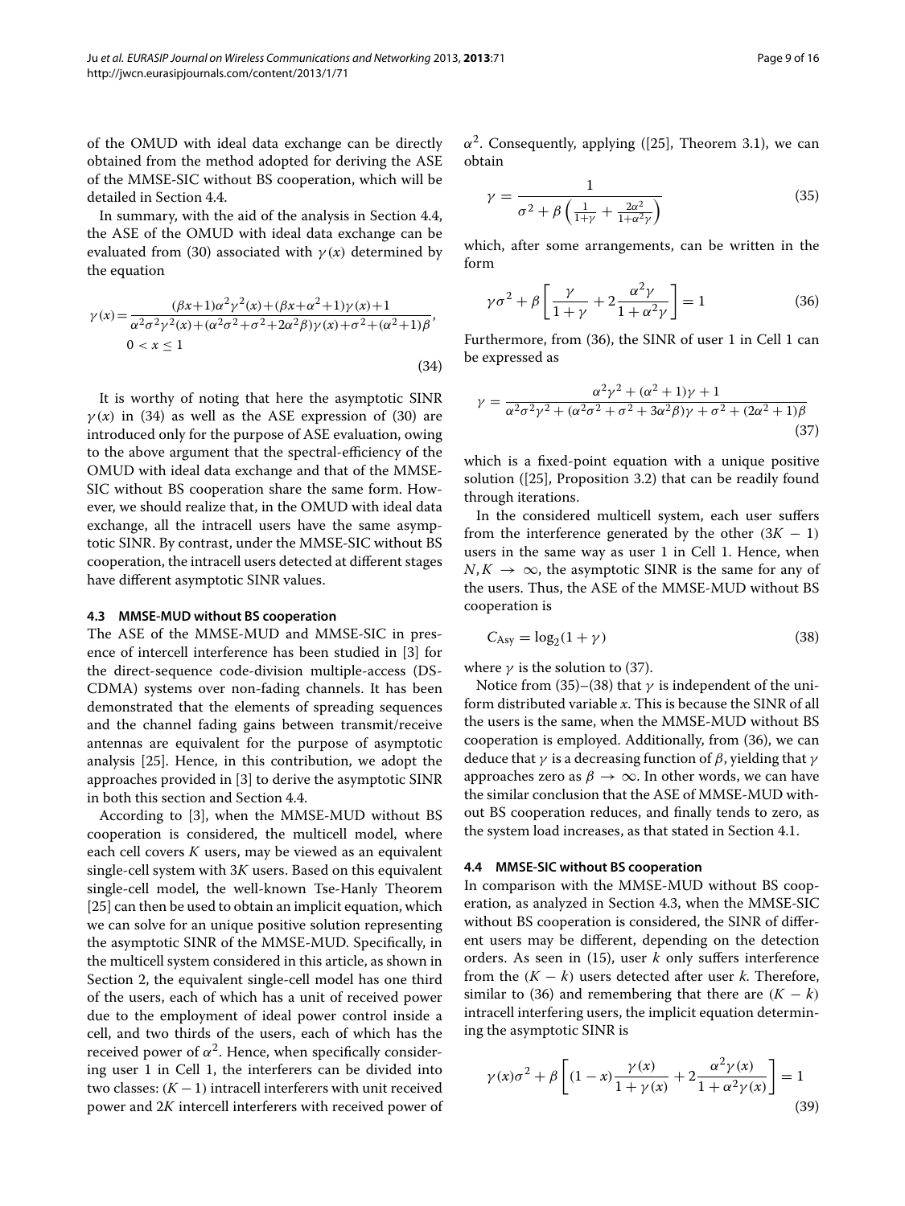of the OMUD with ideal data exchange can be directly obtained from the method adopted for deriving the ASE of the MMSE-SIC without BS cooperation, which will be detailed in Section 4.4.

In summary, with the aid of the analysis in Section 4.4, the ASE of the OMUD with ideal data exchange can be evaluated from (30) associated with $\gamma(x)$ determined by the equation

$$\gamma(x)=\frac{(\beta x+1)\alpha^2\gamma^2(x)+(\beta x+\alpha^2+1)\gamma(x)+1}{\alpha^2\sigma^2\gamma^2(x)+(\alpha^2\sigma^2+\sigma^2+2\alpha^2\beta)\gamma(x)+\sigma^2+(\alpha^2+1)\beta},\quad 0<x\leq 1 \tag{34}$$

It is worthy of noting that here the asymptotic SINR $\gamma(x)$ in (34) as well as the ASE expression of (30) are introduced only for the purpose of ASE evaluation, owing to the above argument that the spectral-efficiency of the OMUD with ideal data exchange and that of the MMSE-SIC without BS cooperation share the same form. However, we should realize that, in the OMUD with ideal data exchange, all the intracell users have the same asymptotic SINR. By contrast, under the MMSE-SIC without BS cooperation, the intracell users detected at different stages have different asymptotic SINR values.

### 4.3 MMSE-MUD without BS cooperation

The ASE of the MMSE-MUD and MMSE-SIC in presence of intercell interference has been studied in [3] for the direct-sequence code-division multiple-access (DS-CDMA) systems over non-fading channels. It has been demonstrated that the elements of spreading sequences and the channel fading gains between transmit/receive antennas are equivalent for the purpose of asymptotic analysis [25]. Hence, in this contribution, we adopt the approaches provided in [3] to derive the asymptotic SINR in both this section and Section 4.4.

According to [3], when the MMSE-MUD without BS cooperation is considered, the multicell model, where each cell covers $K$ users, may be viewed as an equivalent single-cell system with $3K$ users. Based on this equivalent single-cell model, the well-known Tse-Hanly Theorem [25] can then be used to obtain an implicit equation, which we can solve for an unique positive solution representing the asymptotic SINR of the MMSE-MUD. Specifically, in the multicell system considered in this article, as shown in Section 2, the equivalent single-cell model has one third of the users, each of which has a unit of received power due to the employment of ideal power control inside a cell, and two thirds of the users, each of which has the received power of $\alpha^2$. Hence, when specifically considering user 1 in Cell 1, the interferers can be divided into two classes: $(K-1)$ intracell interferers with unit received power and $2K$ intercell interferers with received power of $\alpha^2$. Consequently, applying ([25], Theorem 3.1), we can obtain

$$\gamma=\frac{1}{\sigma^2+\beta\left(\frac{1}{1+\gamma}+\frac{2\alpha^2}{1+\alpha^2\gamma}\right)} \tag{35}$$

which, after some arrangements, can be written in the form

$$\gamma\sigma^2+\beta\left[\frac{\gamma}{1+\gamma}+2\frac{\alpha^2\gamma}{1+\alpha^2\gamma}\right]=1 \tag{36}$$

Furthermore, from (36), the SINR of user 1 in Cell 1 can be expressed as

$$\gamma=\frac{\alpha^2\gamma^2+(\alpha^2+1)\gamma+1}{\alpha^2\sigma^2\gamma^2+(\alpha^2\sigma^2+\sigma^2+3\alpha^2\beta)\gamma+\sigma^2+(2\alpha^2+1)\beta} \tag{37}$$

which is a fixed-point equation with a unique positive solution ([25], Proposition 3.2) that can be readily found through iterations.

In the considered multicell system, each user suffers from the interference generated by the other $(3K-1)$ users in the same way as user 1 in Cell 1. Hence, when $N, K\rightarrow\infty$, the asymptotic SINR is the same for any of the users. Thus, the ASE of the MMSE-MUD without BS cooperation is

$$C_{\text{Asy}}=\log_2(1+\gamma) \tag{38}$$

where $\gamma$ is the solution to (37).

Notice from (35)–(38) that $\gamma$ is independent of the uniform distributed variable $x$. This is because the SINR of all the users is the same, when the MMSE-MUD without BS cooperation is employed. Additionally, from (36), we can deduce that $\gamma$ is a decreasing function of $\beta$, yielding that $\gamma$ approaches zero as $\beta\rightarrow\infty$. In other words, we can have the similar conclusion that the ASE of MMSE-MUD without BS cooperation reduces, and finally tends to zero, as the system load increases, as that stated in Section 4.1.

### 4.4 MMSE-SIC without BS cooperation

In comparison with the MMSE-MUD without BS cooperation, as analyzed in Section 4.3, when the MMSE-SIC without BS cooperation is considered, the SINR of different users may be different, depending on the detection orders. As seen in (15), user $k$ only suffers interference from the $(K-k)$ users detected after user $k$. Therefore, similar to (36) and remembering that there are $(K-k)$ intracell interfering users, the implicit equation determining the asymptotic SINR is

$$\gamma(x)\sigma^2+\beta\left[(1-x)\frac{\gamma(x)}{1+\gamma(x)}+2\frac{\alpha^2\gamma(x)}{1+\alpha^2\gamma(x)}\right]=1 \tag{39}$$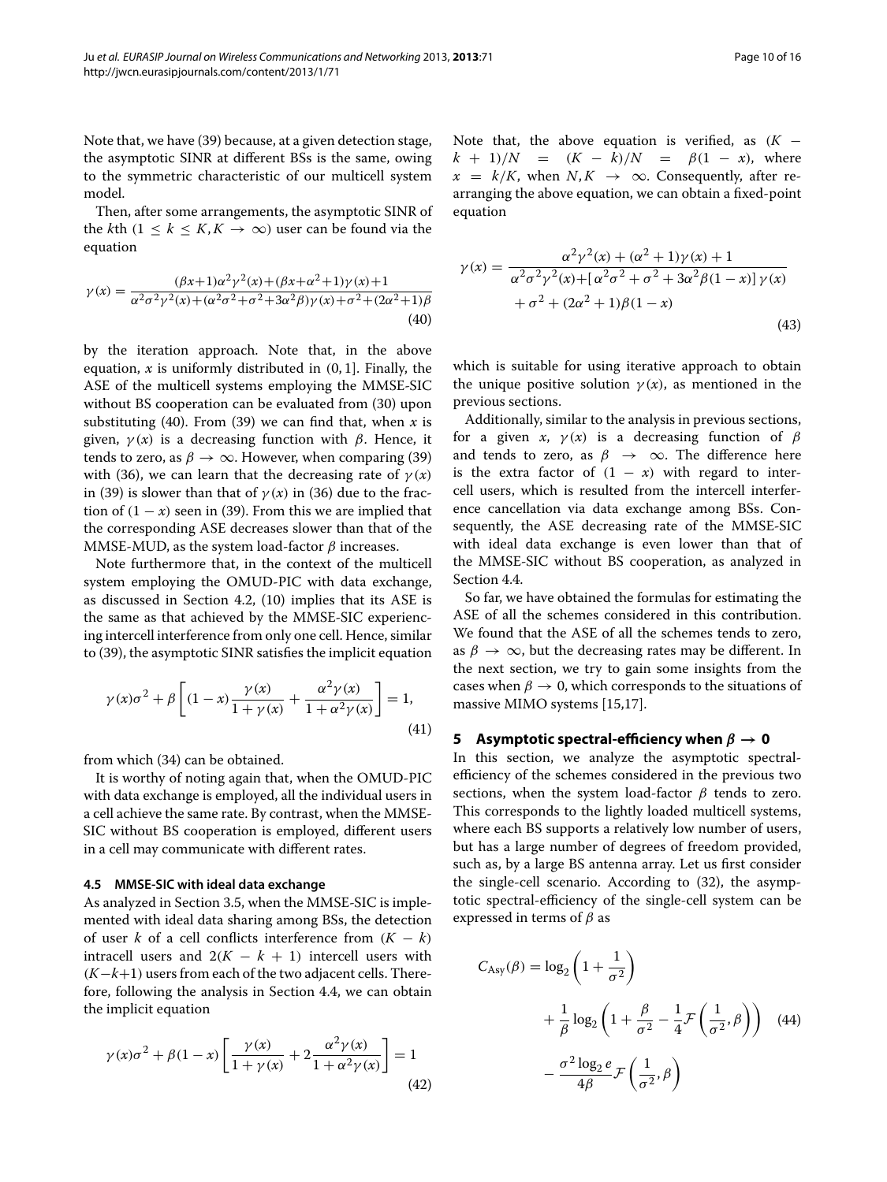Note that, we have (39) because, at a given detection stage, the asymptotic SINR at different BSs is the same, owing to the symmetric characteristic of our multicell system model.

Then, after some arrangements, the asymptotic SINR of the $k$th ($1 \leq k \leq K, K \to \infty$) user can be found via the equation

$$\gamma(x) = \frac{(\beta x+1)\alpha^2\gamma^2(x)+(\beta x+\alpha^2+1)\gamma(x)+1}{\alpha^2\sigma^2\gamma^2(x)+(\alpha^2\sigma^2+\sigma^2+3\alpha^2\beta)\gamma(x)+\sigma^2+(2\alpha^2+1)\beta} \tag{40}$$

by the iteration approach. Note that, in the above equation, $x$ is uniformly distributed in $(0, 1]$. Finally, the ASE of the multicell systems employing the MMSE-SIC without BS cooperation can be evaluated from (30) upon substituting (40). From (39) we can find that, when $x$ is given, $\gamma(x)$ is a decreasing function with $\beta$. Hence, it tends to zero, as $\beta \to \infty$. However, when comparing (39) with (36), we can learn that the decreasing rate of $\gamma(x)$ in (39) is slower than that of $\gamma(x)$ in (36) due to the fraction of $(1-x)$ seen in (39). From this we are implied that the corresponding ASE decreases slower than that of the MMSE-MUD, as the system load-factor $\beta$ increases.

Note furthermore that, in the context of the multicell system employing the OMUD-PIC with data exchange, as discussed in Section 4.2, (10) implies that its ASE is the same as that achieved by the MMSE-SIC experiencing intercell interference from only one cell. Hence, similar to (39), the asymptotic SINR satisfies the implicit equation

$$\gamma(x)\sigma^2 + \beta\left[(1-x)\frac{\gamma(x)}{1+\gamma(x)} + \frac{\alpha^2\gamma(x)}{1+\alpha^2\gamma(x)}\right] = 1, \tag{41}$$

from which (34) can be obtained.

It is worthy of noting again that, when the OMUD-PIC with data exchange is employed, all the individual users in a cell achieve the same rate. By contrast, when the MMSE-SIC without BS cooperation is employed, different users in a cell may communicate with different rates.

### 4.5 MMSE-SIC with ideal data exchange

As analyzed in Section 3.5, when the MMSE-SIC is implemented with ideal data sharing among BSs, the detection of user $k$ of a cell conflicts interference from $(K-k)$ intracell users and $2(K-k+1)$ intercell users with $(K-k+1)$ users from each of the two adjacent cells. Therefore, following the analysis in Section 4.4, we can obtain the implicit equation

$$\gamma(x)\sigma^2 + \beta(1-x)\left[\frac{\gamma(x)}{1+\gamma(x)} + 2\frac{\alpha^2\gamma(x)}{1+\alpha^2\gamma(x)}\right] = 1 \tag{42}$$

Note that, the above equation is verified, as $(K-k+1)/N = (K-k)/N = \beta(1-x)$, where $x = k/K$, when $N, K \to \infty$. Consequently, after re-arranging the above equation, we can obtain a fixed-point equation

$$\begin{aligned}\gamma(x) = \frac{\alpha^2\gamma^2(x) + (\alpha^2+1)\gamma(x) + 1}{\alpha^2\sigma^2\gamma^2(x) + [\alpha^2\sigma^2 + \sigma^2 + 3\alpha^2\beta(1-x)]\gamma(x)}\\ + \sigma^2 + (2\alpha^2+1)\beta(1-x)\end{aligned} \tag{43}$$

which is suitable for using iterative approach to obtain the unique positive solution $\gamma(x)$, as mentioned in the previous sections.

Additionally, similar to the analysis in previous sections, for a given $x$, $\gamma(x)$ is a decreasing function of $\beta$ and tends to zero, as $\beta \to \infty$. The difference here is the extra factor of $(1-x)$ with regard to intercell users, which is resulted from the intercell interference cancellation via data exchange among BSs. Consequently, the ASE decreasing rate of the MMSE-SIC with ideal data exchange is even lower than that of the MMSE-SIC without BS cooperation, as analyzed in Section 4.4.

So far, we have obtained the formulas for estimating the ASE of all the schemes considered in this contribution. We found that the ASE of all the schemes tends to zero, as $\beta \to \infty$, but the decreasing rates may be different. In the next section, we try to gain some insights from the cases when $\beta \to 0$, which corresponds to the situations of massive MIMO systems [15,17].

## 5 Asymptotic spectral-efficiency when $\beta \to 0$

In this section, we analyze the asymptotic spectral-efficiency of the schemes considered in the previous two sections, when the system load-factor $\beta$ tends to zero. This corresponds to the lightly loaded multicell systems, where each BS supports a relatively low number of users, but has a large number of degrees of freedom provided, such as, by a large BS antenna array. Let us first consider the single-cell scenario. According to (32), the asymptotic spectral-efficiency of the single-cell system can be expressed in terms of $\beta$ as

$$\begin{aligned}C_{\text{Asy}}(\beta) = \log_2\left(1+\frac{1}{\sigma^2}\right)\\ + \frac{1}{\beta}\log_2\left(1+\frac{\beta}{\sigma^2}-\frac{1}{4}\mathcal{F}\left(\frac{1}{\sigma^2},\beta\right)\right)\\ - \frac{\sigma^2\log_2 e}{4\beta}\mathcal{F}\left(\frac{1}{\sigma^2},\beta\right)\end{aligned} \tag{44}$$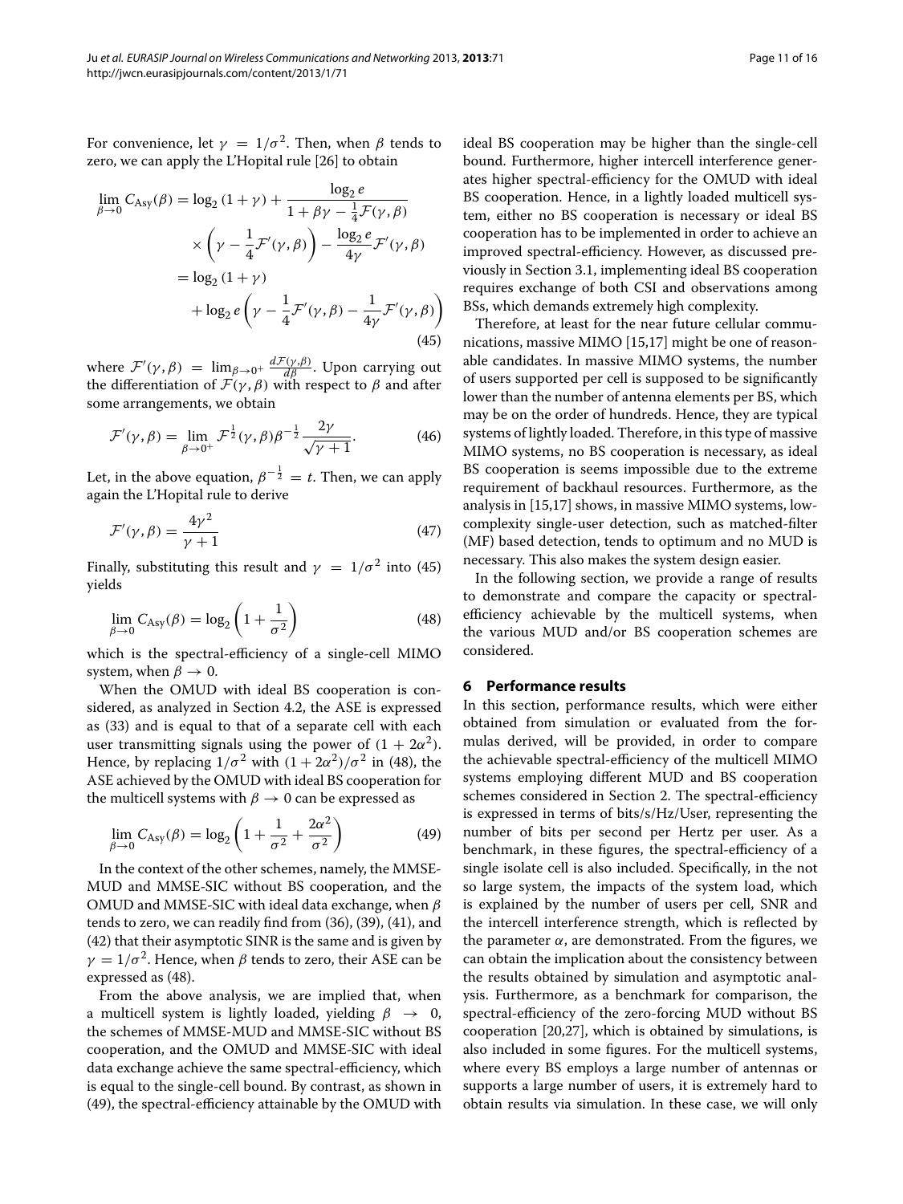For convenience, let $\gamma = 1/\sigma^2$. Then, when $\beta$ tends to zero, we can apply the L'Hopital rule [26] to obtain

$$\begin{aligned}
\lim_{\beta\to 0} C_{\text{Asy}}(\beta) &= \log_2(1+\gamma) + \frac{\log_2 e}{1+\beta\gamma - \frac{1}{4}\mathcal{F}(\gamma,\beta)} \\
&\quad \times \left(\gamma - \frac{1}{4}\mathcal{F}'(\gamma,\beta)\right) - \frac{\log_2 e}{4\gamma}\mathcal{F}'(\gamma,\beta) \\
&= \log_2(1+\gamma) \\
&\quad + \log_2 e\left(\gamma - \frac{1}{4}\mathcal{F}'(\gamma,\beta) - \frac{1}{4\gamma}\mathcal{F}'(\gamma,\beta)\right)
\end{aligned} \tag{45}$$

where $\mathcal{F}'(\gamma,\beta) = \lim_{\beta\to 0^+}\frac{d\mathcal{F}(\gamma,\beta)}{d\beta}$. Upon carrying out the differentiation of $\mathcal{F}(\gamma,\beta)$ with respect to $\beta$ and after some arrangements, we obtain

$$\mathcal{F}'(\gamma,\beta) = \lim_{\beta\to 0^+}\mathcal{F}^{\frac{1}{2}}(\gamma,\beta)\beta^{-\frac{1}{2}}\frac{2\gamma}{\sqrt{\gamma+1}}. \tag{46}$$

Let, in the above equation, $\beta^{-\frac{1}{2}} = t$. Then, we can apply again the L'Hopital rule to derive

$$\mathcal{F}'(\gamma,\beta) = \frac{4\gamma^2}{\gamma+1} \tag{47}$$

Finally, substituting this result and $\gamma = 1/\sigma^2$ into (45) yields

$$\lim_{\beta\to 0} C_{\text{Asy}}(\beta) = \log_2\left(1+\frac{1}{\sigma^2}\right) \tag{48}$$

which is the spectral-efficiency of a single-cell MIMO system, when $\beta \to 0$.

When the OMUD with ideal BS cooperation is considered, as analyzed in Section 4.2, the ASE is expressed as (33) and is equal to that of a separate cell with each user transmitting signals using the power of $(1+2\alpha^2)$. Hence, by replacing $1/\sigma^2$ with $(1+2\alpha^2)/\sigma^2$ in (48), the ASE achieved by the OMUD with ideal BS cooperation for the multicell systems with $\beta \to 0$ can be expressed as

$$\lim_{\beta\to 0} C_{\text{Asy}}(\beta) = \log_2\left(1+\frac{1}{\sigma^2}+\frac{2\alpha^2}{\sigma^2}\right) \tag{49}$$

In the context of the other schemes, namely, the MMSE-MUD and MMSE-SIC without BS cooperation, and the OMUD and MMSE-SIC with ideal data exchange, when $\beta$ tends to zero, we can readily find from (36), (39), (41), and (42) that their asymptotic SINR is the same and is given by $\gamma = 1/\sigma^2$. Hence, when $\beta$ tends to zero, their ASE can be expressed as (48).

From the above analysis, we are implied that, when a multicell system is lightly loaded, yielding $\beta \to 0$, the schemes of MMSE-MUD and MMSE-SIC without BS cooperation, and the OMUD and MMSE-SIC with ideal data exchange achieve the same spectral-efficiency, which is equal to the single-cell bound. By contrast, as shown in (49), the spectral-efficiency attainable by the OMUD with ideal BS cooperation may be higher than the single-cell bound. Furthermore, higher intercell interference generates higher spectral-efficiency for the OMUD with ideal BS cooperation. Hence, in a lightly loaded multicell system, either no BS cooperation is necessary or ideal BS cooperation has to be implemented in order to achieve an improved spectral-efficiency. However, as discussed previously in Section 3.1, implementing ideal BS cooperation requires exchange of both CSI and observations among BSs, which demands extremely high complexity.

Therefore, at least for the near future cellular communications, massive MIMO [15,17] might be one of reasonable candidates. In massive MIMO systems, the number of users supported per cell is supposed to be significantly lower than the number of antenna elements per BS, which may be on the order of hundreds. Hence, they are typical systems of lightly loaded. Therefore, in this type of massive MIMO systems, no BS cooperation is necessary, as ideal BS cooperation is seems impossible due to the extreme requirement of backhaul resources. Furthermore, as the analysis in [15,17] shows, in massive MIMO systems, low-complexity single-user detection, such as matched-filter (MF) based detection, tends to optimum and no MUD is necessary. This also makes the system design easier.

In the following section, we provide a range of results to demonstrate and compare the capacity or spectral-efficiency achievable by the multicell systems, when the various MUD and/or BS cooperation schemes are considered.

## 6 Performance results

In this section, performance results, which were either obtained from simulation or evaluated from the formulas derived, will be provided, in order to compare the achievable spectral-efficiency of the multicell MIMO systems employing different MUD and BS cooperation schemes considered in Section 2. The spectral-efficiency is expressed in terms of bits/s/Hz/User, representing the number of bits per second per Hertz per user. As a benchmark, in these figures, the spectral-efficiency of a single isolate cell is also included. Specifically, in the not so large system, the impacts of the system load, which is explained by the number of users per cell, SNR and the intercell interference strength, which is reflected by the parameter $\alpha$, are demonstrated. From the figures, we can obtain the implication about the consistency between the results obtained by simulation and asymptotic analysis. Furthermore, as a benchmark for comparison, the spectral-efficiency of the zero-forcing MUD without BS cooperation [20,27], which is obtained by simulations, is also included in some figures. For the multicell systems, where every BS employs a large number of antennas or supports a large number of users, it is extremely hard to obtain results via simulation. In these case, we will only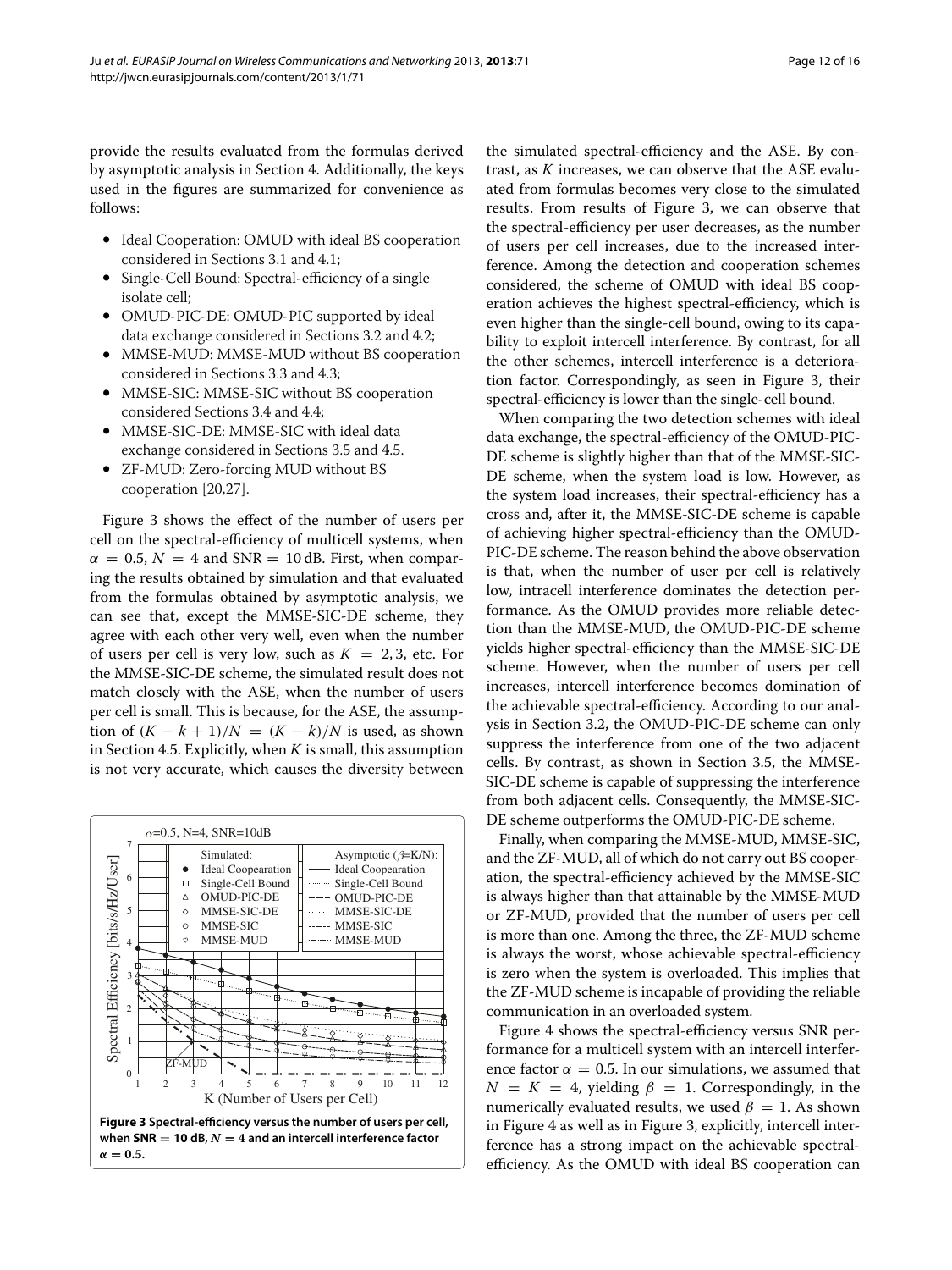provide the results evaluated from the formulas derived by asymptotic analysis in Section 4. Additionally, the keys used in the figures are summarized for convenience as follows:

- Ideal Cooperation: OMUD with ideal BS cooperation considered in Sections 3.1 and 4.1;
- Single-Cell Bound: Spectral-efficiency of a single isolate cell;
- OMUD-PIC-DE: OMUD-PIC supported by ideal data exchange considered in Sections 3.2 and 4.2;
- MMSE-MUD: MMSE-MUD without BS cooperation considered in Sections 3.3 and 4.3;
- MMSE-SIC: MMSE-SIC without BS cooperation considered Sections 3.4 and 4.4;
- MMSE-SIC-DE: MMSE-SIC with ideal data exchange considered in Sections 3.5 and 4.5.
- ZF-MUD: Zero-forcing MUD without BS cooperation [20,27].

Figure 3 shows the effect of the number of users per cell on the spectral-efficiency of multicell systems, when $\alpha = 0.5$, $N = 4$ and SNR $= 10$ dB. First, when comparing the results obtained by simulation and that evaluated from the formulas obtained by asymptotic analysis, we can see that, except the MMSE-SIC-DE scheme, they agree with each other very well, even when the number of users per cell is very low, such as $K = 2, 3$, etc. For the MMSE-SIC-DE scheme, the simulated result does not match closely with the ASE, when the number of users per cell is small. This is because, for the ASE, the assumption of $(K - k + 1)/N = (K - k)/N$ is used, as shown in Section 4.5. Explicitly, when $K$ is small, this assumption is not very accurate, which causes the diversity between the simulated spectral-efficiency and the ASE. By contrast, as $K$ increases, we can observe that the ASE evaluated from formulas becomes very close to the simulated results. From results of Figure 3, we can observe that the spectral-efficiency per user decreases, as the number of users per cell increases, due to the increased interference. Among the detection and cooperation schemes considered, the scheme of OMUD with ideal BS cooperation achieves the highest spectral-efficiency, which is even higher than the single-cell bound, owing to its capability to exploit intercell interference. By contrast, for all the other schemes, intercell interference is a deterioration factor. Correspondingly, as seen in Figure 3, their spectral-efficiency is lower than the single-cell bound.

$\alpha$=0.5, N=4, SNR=10dB
Spectral Efficiency [bits/s/Hz/User]
K (Number of Users per Cell)
Simulated: Ideal Coopearation, Single-Cell Bound, OMUD-PIC-DE, MMSE-SIC-DE, MMSE-SIC, MMSE-MUD
Asymptotic ($\beta$=K/N): Ideal Coopearation, Single-Cell Bound, OMUD-PIC-DE, MMSE-SIC-DE, MMSE-SIC, MMSE-MUD
ZF-MUD
0 1 2 3 4 5 6 7
1 2 3 4 5 6 7 8 9 10 11 12

**Figure 3 Spectral-efficiency versus the number of users per cell, when SNR = 10 dB, $N = 4$ and an intercell interference factor $\alpha = 0.5$.**

When comparing the two detection schemes with ideal data exchange, the spectral-efficiency of the OMUD-PIC-DE scheme is slightly higher than that of the MMSE-SIC-DE scheme, when the system load is low. However, as the system load increases, their spectral-efficiency has a cross and, after it, the MMSE-SIC-DE scheme is capable of achieving higher spectral-efficiency than the OMUD-PIC-DE scheme. The reason behind the above observation is that, when the number of user per cell is relatively low, intracell interference dominates the detection performance. As the OMUD provides more reliable detection than the MMSE-MUD, the OMUD-PIC-DE scheme yields higher spectral-efficiency than the MMSE-SIC-DE scheme. However, when the number of users per cell increases, intercell interference becomes domination of the achievable spectral-efficiency. According to our analysis in Section 3.2, the OMUD-PIC-DE scheme can only suppress the interference from one of the two adjacent cells. By contrast, as shown in Section 3.5, the MMSE-SIC-DE scheme is capable of suppressing the interference from both adjacent cells. Consequently, the MMSE-SIC-DE scheme outperforms the OMUD-PIC-DE scheme.

Finally, when comparing the MMSE-MUD, MMSE-SIC, and the ZF-MUD, all of which do not carry out BS cooperation, the spectral-efficiency achieved by the MMSE-SIC is always higher than that attainable by the MMSE-MUD or ZF-MUD, provided that the number of users per cell is more than one. Among the three, the ZF-MUD scheme is always the worst, whose achievable spectral-efficiency is zero when the system is overloaded. This implies that the ZF-MUD scheme is incapable of providing the reliable communication in an overloaded system.

Figure 4 shows the spectral-efficiency versus SNR performance for a multicell system with an intercell interference factor $\alpha = 0.5$. In our simulations, we assumed that $N = K = 4$, yielding $\beta = 1$. Correspondingly, in the numerically evaluated results, we used $\beta = 1$. As shown in Figure 4 as well as in Figure 3, explicitly, intercell interference has a strong impact on the achievable spectral-efficiency. As the OMUD with ideal BS cooperation can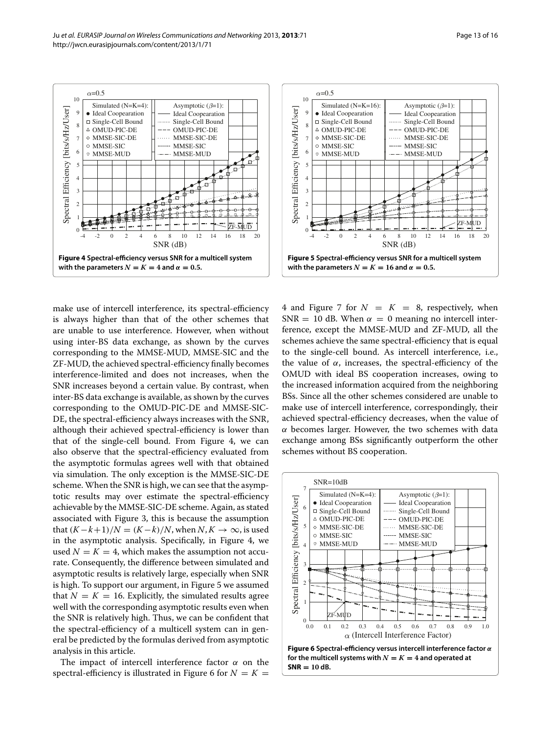α=0.5

Simulated (N=K=4):
Ideal Cooperation
Single-Cell Bound
OMUD-PIC-DE
MMSE-SIC-DE
MMSE-SIC
MMSE-MUD

Asymptotic (β=1):
Ideal Cooperation
Single-Cell Bound
OMUD-PIC-DE
MMSE-SIC-DE
MMSE-SIC
MMSE-MUD

ZF-MUD

Spectral Efficiency [bits/s/Hz/User]

SNR (dB)

**Figure 4 Spectral-efficiency versus SNR for a multicell system with the parameters $N = K = 4$ and $\alpha = 0.5$.**

α=0.5

Simulated (N=K=16):
Ideal Cooperation
Single-Cell Bound
OMUD-PIC-DE
MMSE-SIC-DE
MMSE-SIC
MMSE-MUD

Asymptotic (β=1):
Ideal Cooperation
Single-Cell Bound
OMUD-PIC-DE
MMSE-SIC-DE
MMSE-SIC
MMSE-MUD

ZF-MUD

Spectral Efficiency [bits/s/Hz/User]

SNR (dB)

**Figure 5 Spectral-efficiency versus SNR for a multicell system with the parameters $N = K = 16$ and $\alpha = 0.5$.**

make use of intercell interference, its spectral-efficiency is always higher than that of the other schemes that are unable to use interference. However, when without using inter-BS data exchange, as shown by the curves corresponding to the MMSE-MUD, MMSE-SIC and the ZF-MUD, the achieved spectral-efficiency finally becomes interference-limited and does not increases, when the SNR increases beyond a certain value. By contrast, when inter-BS data exchange is available, as shown by the curves corresponding to the OMUD-PIC-DE and MMSE-SIC-DE, the spectral-efficiency always increases with the SNR, although their achieved spectral-efficiency is lower than that of the single-cell bound. From Figure 4, we can also observe that the spectral-efficiency evaluated from the asymptotic formulas agrees well with that obtained via simulation. The only exception is the MMSE-SIC-DE scheme. When the SNR is high, we can see that the asymptotic results may over estimate the spectral-efficiency achievable by the MMSE-SIC-DE scheme. Again, as stated associated with Figure 3, this is because the assumption that $(K-k+1)/N = (K-k)/N$, when $N, K \to \infty$, is used in the asymptotic analysis. Specifically, in Figure 4, we used $N = K = 4$, which makes the assumption not accurate. Consequently, the difference between simulated and asymptotic results is relatively large, especially when SNR is high. To support our argument, in Figure 5 we assumed that $N = K = 16$. Explicitly, the simulated results agree well with the corresponding asymptotic results even when the SNR is relatively high. Thus, we can be confident that the spectral-efficiency of a multicell system can in general be predicted by the formulas derived from asymptotic analysis in this article.

The impact of intercell interference factor $\alpha$ on the spectral-efficiency is illustrated in Figure 6 for $N = K = 4$ and Figure 7 for $N = K = 8$, respectively, when SNR $= 10$ dB. When $\alpha = 0$ meaning no intercell interference, except the MMSE-MUD and ZF-MUD, all the schemes achieve the same spectral-efficiency that is equal to the single-cell bound. As intercell interference, i.e., the value of $\alpha$, increases, the spectral-efficiency of the OMUD with ideal BS cooperation increases, owing to the increased information acquired from the neighboring BSs. Since all the other schemes considered are unable to make use of intercell interference, correspondingly, their achieved spectral-efficiency decreases, when the value of $\alpha$ becomes larger. However, the two schemes with data exchange among BSs significantly outperform the other schemes without BS cooperation.

SNR=10dB

Simulated (N=K=4):
Ideal Cooperation
Single-Cell Bound
OMUD-PIC-DE
MMSE-SIC-DE
MMSE-SIC
MMSE-MUD

Asymptotic (β=1):
Ideal Cooperation
Single-Cell Bound
OMUD-PIC-DE
MMSE-SIC-DE
MMSE-SIC
MMSE-MUD

ZF-MUD

Spectral Efficiency [bits/s/Hz/User]

α (Intercell Interference Factor)

**Figure 6 Spectral-efficiency versus intercell interference factor $\alpha$ for the multicell systems with $N = K = 4$ and operated at SNR $= 10$ dB.**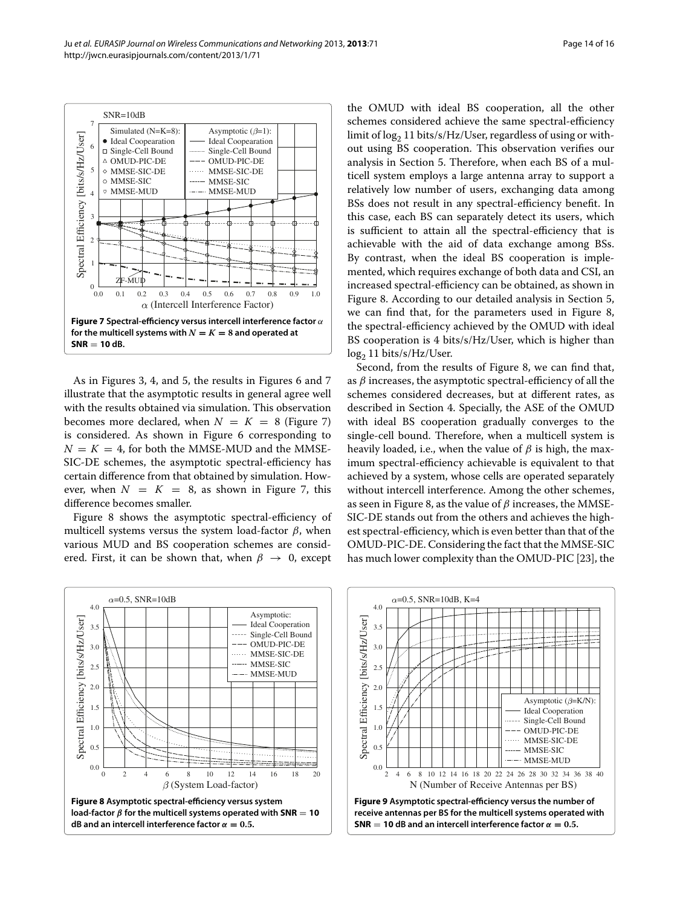**Figure 7 Spectral-efficiency versus intercell interference factor $\alpha$ for the multicell systems with $N = K = 8$ and operated at SNR = 10 dB.**

As in Figures 3, 4, and 5, the results in Figures 6 and 7 illustrate that the asymptotic results in general agree well with the results obtained via simulation. This observation becomes more declared, when $N = K = 8$ (Figure 7) is considered. As shown in Figure 6 corresponding to $N = K = 4$, for both the MMSE-MUD and the MMSE-SIC-DE schemes, the asymptotic spectral-efficiency has certain difference from that obtained by simulation. However, when $N = K = 8$, as shown in Figure 7, this difference becomes smaller.

Figure 8 shows the asymptotic spectral-efficiency of multicell systems versus the system load-factor $\beta$, when various MUD and BS cooperation schemes are considered. First, it can be shown that, when $\beta \to 0$, except the OMUD with ideal BS cooperation, all the other schemes considered achieve the same spectral-efficiency limit of $\log_2 11$ bits/s/Hz/User, regardless of using or without using BS cooperation. This observation verifies our analysis in Section 5. Therefore, when each BS of a multicell system employs a large antenna array to support a relatively low number of users, exchanging data among BSs does not result in any spectral-efficiency benefit. In this case, each BS can separately detect its users, which is sufficient to attain all the spectral-efficiency that is achievable with the aid of data exchange among BSs. By contrast, when the ideal BS cooperation is implemented, which requires exchange of both data and CSI, an increased spectral-efficiency can be obtained, as shown in Figure 8. According to our detailed analysis in Section 5, we can find that, for the parameters used in Figure 8, the spectral-efficiency achieved by the OMUD with ideal BS cooperation is 4 bits/s/Hz/User, which is higher than $\log_2 11$ bits/s/Hz/User.

Second, from the results of Figure 8, we can find that, as $\beta$ increases, the asymptotic spectral-efficiency of all the schemes considered decreases, but at different rates, as described in Section 4. Specially, the ASE of the OMUD with ideal BS cooperation gradually converges to the single-cell bound. Therefore, when a multicell system is heavily loaded, i.e., when the value of $\beta$ is high, the maximum spectral-efficiency achievable is equivalent to that achieved by a system, whose cells are operated separately without intercell interference. Among the other schemes, as seen in Figure 8, as the value of $\beta$ increases, the MMSE-SIC-DE stands out from the others and achieves the highest spectral-efficiency, which is even better than that of the OMUD-PIC-DE. Considering the fact that the MMSE-SIC has much lower complexity than the OMUD-PIC [23], the

**Figure 8 Asymptotic spectral-efficiency versus system load-factor $\beta$ for the multicell systems operated with SNR = 10 dB and an intercell interference factor $\alpha = 0.5$.**

**Figure 9 Asymptotic spectral-efficiency versus the number of receive antennas per BS for the multicell systems operated with SNR = 10 dB and an intercell interference factor $\alpha = 0.5$.**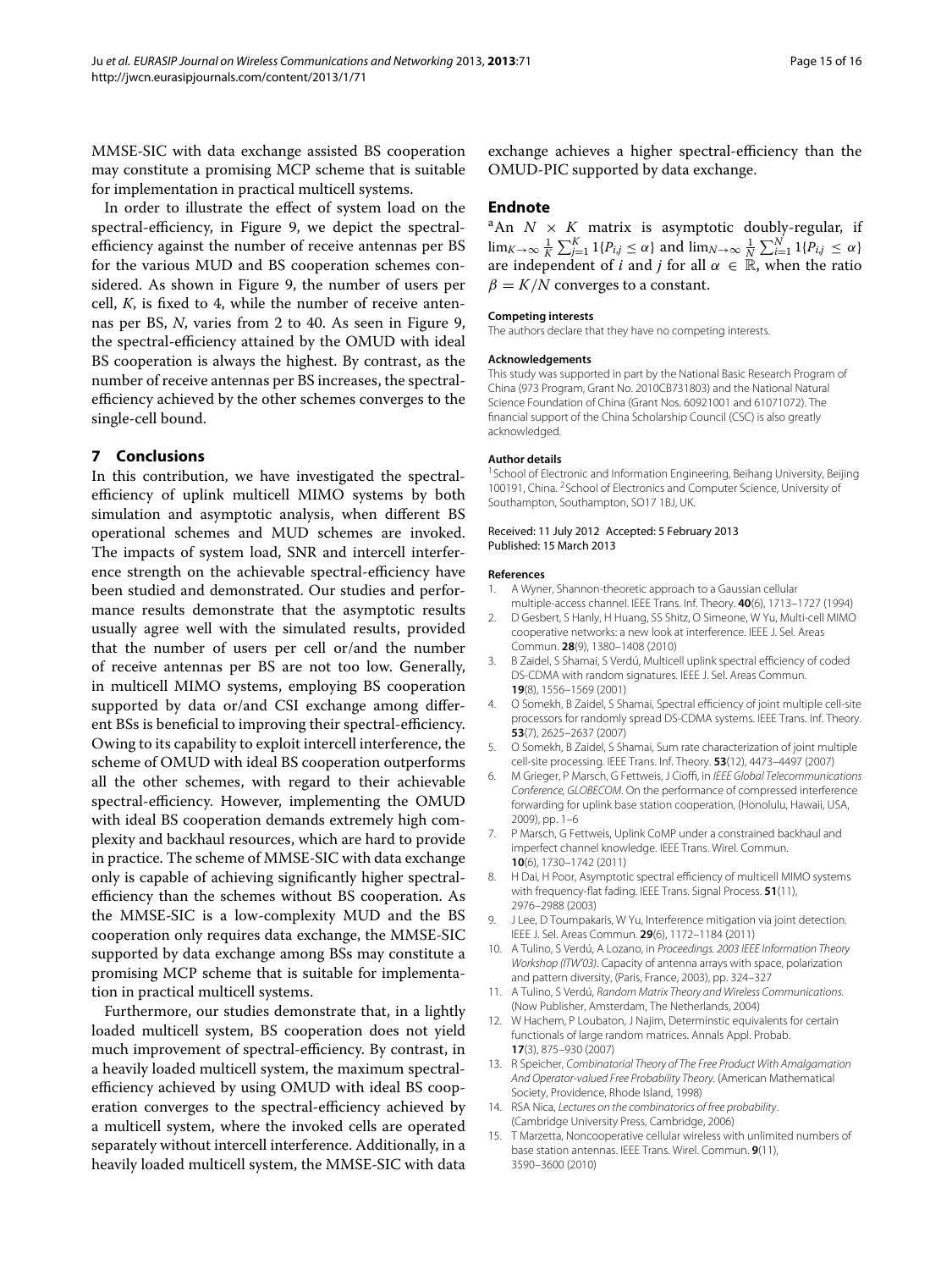MMSE-SIC with data exchange assisted BS cooperation may constitute a promising MCP scheme that is suitable for implementation in practical multicell systems.

In order to illustrate the effect of system load on the spectral-efficiency, in Figure 9, we depict the spectral-efficiency against the number of receive antennas per BS for the various MUD and BS cooperation schemes considered. As shown in Figure 9, the number of users per cell, $K$, is fixed to 4, while the number of receive antennas per BS, $N$, varies from 2 to 40. As seen in Figure 9, the spectral-efficiency attained by the OMUD with ideal BS cooperation is always the highest. By contrast, as the number of receive antennas per BS increases, the spectral-efficiency achieved by the other schemes converges to the single-cell bound.

## 7 Conclusions

In this contribution, we have investigated the spectral-efficiency of uplink multicell MIMO systems by both simulation and asymptotic analysis, when different BS operational schemes and MUD schemes are invoked. The impacts of system load, SNR and intercell interference strength on the achievable spectral-efficiency have been studied and demonstrated. Our studies and performance results demonstrate that the asymptotic results usually agree well with the simulated results, provided that the number of users per cell or/and the number of receive antennas per BS are not too low. Generally, in multicell MIMO systems, employing BS cooperation supported by data or/and CSI exchange among different BSs is beneficial to improving their spectral-efficiency. Owing to its capability to exploit intercell interference, the scheme of OMUD with ideal BS cooperation outperforms all the other schemes, with regard to their achievable spectral-efficiency. However, implementing the OMUD with ideal BS cooperation demands extremely high complexity and backhaul resources, which are hard to provide in practice. The scheme of MMSE-SIC with data exchange only is capable of achieving significantly higher spectral-efficiency than the schemes without BS cooperation. As the MMSE-SIC is a low-complexity MUD and the BS cooperation only requires data exchange, the MMSE-SIC supported by data exchange among BSs may constitute a promising MCP scheme that is suitable for implementation in practical multicell systems.

Furthermore, our studies demonstrate that, in a lightly loaded multicell system, BS cooperation does not yield much improvement of spectral-efficiency. By contrast, in a heavily loaded multicell system, the maximum spectral-efficiency achieved by using OMUD with ideal BS cooperation converges to the spectral-efficiency achieved by a multicell system, where the invoked cells are operated separately without intercell interference. Additionally, in a heavily loaded multicell system, the MMSE-SIC with data exchange achieves a higher spectral-efficiency than the OMUD-PIC supported by data exchange.

## Endnote

[a]An $N \times K$ matrix is asymptotic doubly-regular, if $\lim_{K\to\infty} \frac{1}{K}\sum_{j=1}^{K} 1\{P_{i,j} \leq \alpha\}$ and $\lim_{N\to\infty} \frac{1}{N}\sum_{i=1}^{N} 1\{P_{i,j} \leq \alpha\}$ are independent of $i$ and $j$ for all $\alpha \in \mathbb{R}$, when the ratio $\beta = K/N$ converges to a constant.

#### Competing interests

The authors declare that they have no competing interests.

#### Acknowledgements

This study was supported in part by the National Basic Research Program of China (973 Program, Grant No. 2010CB731803) and the National Natural Science Foundation of China (Grant Nos. 60921001 and 61071072). The financial support of the China Scholarship Council (CSC) is also greatly acknowledged.

#### Author details

[1]School of Electronic and Information Engineering, Beihang University, Beijing 100191, China. [2]School of Electronics and Computer Science, University of Southampton, Southampton, SO17 1BJ, UK.

Received: 11 July 2012 Accepted: 5 February 2013
Published: 15 March 2013

#### References

1. A Wyner, Shannon-theoretic approach to a Gaussian cellular multiple-access channel. IEEE Trans. Inf. Theory. **40**(6), 1713–1727 (1994)
2. D Gesbert, S Hanly, H Huang, SS Shitz, O Simeone, W Yu, Multi-cell MIMO cooperative networks: a new look at interference. IEEE J. Sel. Areas Commun. **28**(9), 1380–1408 (2010)
3. B Zaidel, S Shamai, S Verdú, Multicell uplink spectral efficiency of coded DS-CDMA with random signatures. IEEE J. Sel. Areas Commun. **19**(8), 1556–1569 (2001)
4. O Somekh, B Zaidel, S Shamai, Spectral efficiency of joint multiple cell-site processors for randomly spread DS-CDMA systems. IEEE Trans. Inf. Theory. **53**(7), 2625–2637 (2007)
5. O Somekh, B Zaidel, S Shamai, Sum rate characterization of joint multiple cell-site processing. IEEE Trans. Inf. Theory. **53**(12), 4473–4497 (2007)
6. M Grieger, P Marsch, G Fettweis, J Cioffi, in *IEEE Global Telecommunications Conference, GLOBECOM*. On the performance of compressed interference forwarding for uplink base station cooperation, (Honolulu, Hawaii, USA, 2009), pp. 1–6
7. P Marsch, G Fettweis, Uplink CoMP under a constrained backhaul and imperfect channel knowledge. IEEE Trans. Wirel. Commun. **10**(6), 1730–1742 (2011)
8. H Dai, H Poor, Asymptotic spectral efficiency of multicell MIMO systems with frequency-flat fading. IEEE Trans. Signal Process. **51**(11), 2976–2988 (2003)
9. J Lee, D Toumpakaris, W Yu, Interference mitigation via joint detection. IEEE J. Sel. Areas Commun. **29**(6), 1172–1184 (2011)
10. A Tulino, S Verdú, A Lozano, in *Proceedings. 2003 IEEE Information Theory Workshop (ITW'03)*. Capacity of antenna arrays with space, polarization and pattern diversity, (Paris, France, 2003), pp. 324–327
11. A Tulino, S Verdú, *Random Matrix Theory and Wireless Communications*. (Now Publisher, Amsterdam, The Netherlands, 2004)
12. W Hachem, P Loubaton, J Najim, Determinstic equivalents for certain functionals of large random matrices. Annals Appl. Probab. **17**(3), 875–930 (2007)
13. R Speicher, *Combinatorial Theory of The Free Product With Amalgamation And Operator-valued Free Probability Theory*. (American Mathematical Society, Providence, Rhode Island, 1998)
14. RSA Nica, *Lectures on the combinatorics of free probability*. (Cambridge University Press, Cambridge, 2006)
15. T Marzetta, Noncooperative cellular wireless with unlimited numbers of base station antennas. IEEE Trans. Wirel. Commun. **9**(11), 3590–3600 (2010)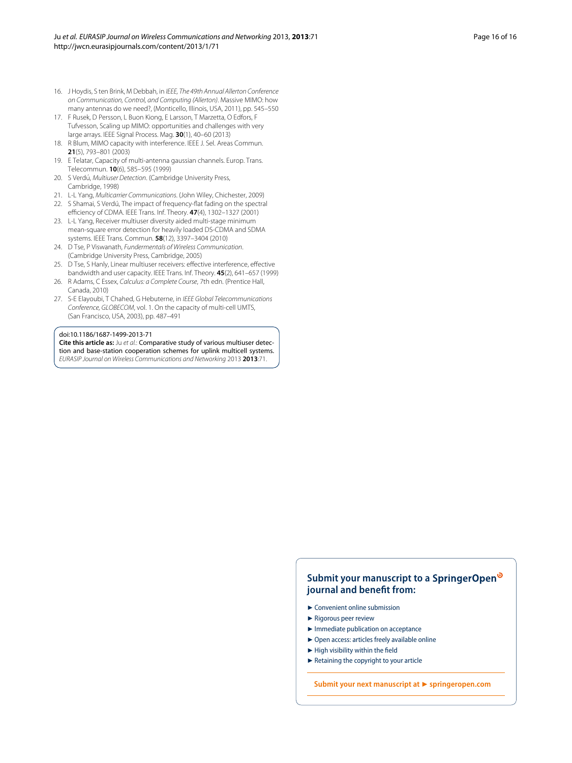16. J Hoydis, S ten Brink, M Debbah, in *IEEE, The 49th Annual Allerton Conference on Communication, Control, and Computing (Allerton)*. Massive MIMO: how many antennas do we need?, (Monticello, Illinois, USA, 2011), pp. 545–550
17. F Rusek, D Persson, L Buon Kiong, E Larsson, T Marzetta, O Edfors, F Tufvesson, Scaling up MIMO: opportunities and challenges with very large arrays. IEEE Signal Process. Mag. **30**(1), 40–60 (2013)
18. R Blum, MIMO capacity with interference. IEEE J. Sel. Areas Commun. **21**(5), 793–801 (2003)
19. E Telatar, Capacity of multi-antenna gaussian channels. Europ. Trans. Telecommun. **10**(6), 585–595 (1999)
20. S Verdú, *Multiuser Detection*. (Cambridge University Press, Cambridge, 1998)
21. L-L Yang, *Multicarrier Communications*. (John Wiley, Chichester, 2009)
22. S Shamai, S Verdú, The impact of frequency-flat fading on the spectral efficiency of CDMA. IEEE Trans. Inf. Theory. **47**(4), 1302–1327 (2001)
23. L-L Yang, Receiver multiuser diversity aided multi-stage minimum mean-square error detection for heavily loaded DS-CDMA and SDMA systems. IEEE Trans. Commun. **58**(12), 3397–3404 (2010)
24. D Tse, P Viswanath, *Fundermentals of Wireless Communication*. (Cambridge University Press, Cambridge, 2005)
25. D Tse, S Hanly, Linear multiuser receivers: effective interference, effective bandwidth and user capacity. IEEE Trans. Inf. Theory. **45**(2), 641–657 (1999)
26. R Adams, C Essex, *Calculus: a Complete Course*, 7th edn. (Prentice Hall, Canada, 2010)
27. S-E Elayoubi, T Chahed, G Hebuterne, in *IEEE Global Telecommunications Conference, GLOBECOM*, vol. 1. On the capacity of multi-cell UMTS, (San Francisco, USA, 2003), pp. 487–491

doi:10.1186/1687-1499-2013-71
**Cite this article as:** Ju *et al.*: Comparative study of various multiuser detection and base-station cooperation schemes for uplink multicell systems. *EURASIP Journal on Wireless Communications and Networking* 2013 **2013**:71.

**Submit your manuscript to a SpringerOpen journal and benefit from:**

- ► Convenient online submission
- ► Rigorous peer review
- ► Immediate publication on acceptance
- ► Open access: articles freely available online
- ► High visibility within the field
- ► Retaining the copyright to your article

**Submit your next manuscript at ► springeropen.com**